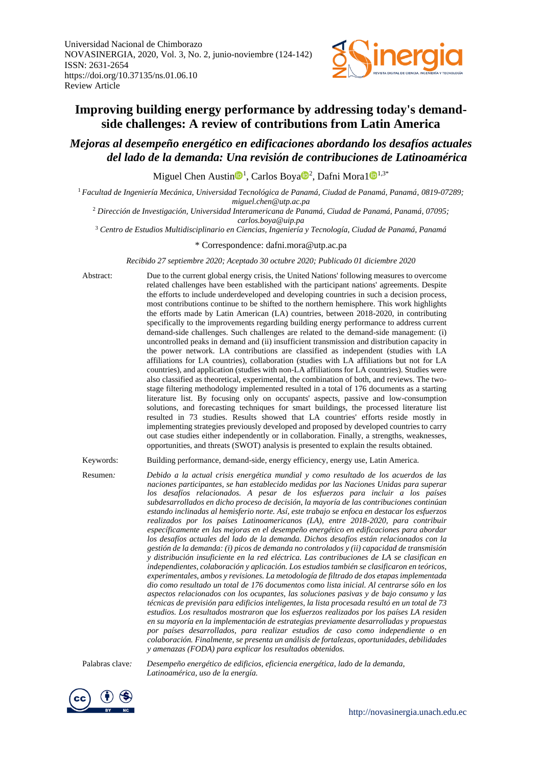Universidad Nacional de Chimborazo
NOVASINERGIA, 2020, Vol. 3, No. 2, junio-noviembre (124-142)
ISSN: 2631-2654
https://doi.org/10.37135/ns.01.06.10
Review Article

# Improving building energy performance by addressing today's demand-side challenges: A review of contributions from Latin America

## *Mejoras al desempeño energético en edificaciones abordando los desafíos actuales del lado de la demanda: Una revisión de contribuciones de Latinoamérica*

Miguel Chen Austin[1], Carlos Boya[2], Dafni Mora1[1,3*]

[1] *Facultad de Ingeniería Mecánica, Universidad Tecnológica de Panamá, Ciudad de Panamá, Panamá, 0819-07289; miguel.chen@utp.ac.pa*

[2] *Dirección de Investigación, Universidad Interamericana de Panamá, Ciudad de Panamá, Panamá, 07095; carlos.boya@uip.pa*

[3] *Centro de Estudios Multidisciplinario en Ciencias, Ingeniería y Tecnología, Ciudad de Panamá, Panamá*

* Correspondence: dafni.mora@utp.ac.pa

*Recibido 27 septiembre 2020; Aceptado 30 octubre 2020; Publicado 01 diciembre 2020*

**Abstract:** Due to the current global energy crisis, the United Nations' following measures to overcome related challenges have been established with the participant nations' agreements. Despite the efforts to include underdeveloped and developing countries in such a decision process, most contributions continue to be shifted to the northern hemisphere. This work highlights the efforts made by Latin American (LA) countries, between 2018-2020, in contributing specifically to the improvements regarding building energy performance to address current demand-side challenges. Such challenges are related to the demand-side management: (i) uncontrolled peaks in demand and (ii) insufficient transmission and distribution capacity in the power network. LA contributions are classified as independent (studies with LA affiliations for LA countries), collaboration (studies with LA affiliations but not for LA countries), and application (studies with non-LA affiliations for LA countries). Studies were also classified as theoretical, experimental, the combination of both, and reviews. The two-stage filtering methodology implemented resulted in a total of 176 documents as a starting literature list. By focusing only on occupants' aspects, passive and low-consumption solutions, and forecasting techniques for smart buildings, the processed literature list resulted in 73 studies. Results showed that LA countries' efforts reside mostly in implementing strategies previously developed and proposed by developed countries to carry out case studies either independently or in collaboration. Finally, a strengths, weaknesses, opportunities, and threats (SWOT) analysis is presented to explain the results obtained.

**Keywords:** Building performance, demand-side, energy efficiency, energy use, Latin America.

**Resumen:** *Debido a la actual crisis energética mundial y como resultado de los acuerdos de las naciones participantes, se han establecido medidas por las Naciones Unidas para superar los desafíos relacionados. A pesar de los esfuerzos para incluir a los países subdesarrollados en dicho proceso de decisión, la mayoría de las contribuciones continúan estando inclinadas al hemisferio norte. Así, este trabajo se enfoca en destacar los esfuerzos realizados por los países Latinoamericanos (LA), entre 2018-2020, para contribuir específicamente en las mejoras en el desempeño energético en edificaciones para abordar los desafíos actuales del lado de la demanda. Dichos desafíos están relacionados con la gestión de la demanda: (i) picos de demanda no controlados y (ii) capacidad de transmisión y distribución insuficiente en la red eléctrica. Las contribuciones de LA se clasifican en independientes, colaboración y aplicación. Los estudios también se clasificaron en teóricos, experimentales, ambos y revisiones. La metodología de filtrado de dos etapas implementada dio como resultado un total de 176 documentos como lista inicial. Al centrarse sólo en los aspectos relacionados con los ocupantes, las soluciones pasivas y de bajo consumo y las técnicas de previsión para edificios inteligentes, la lista procesada resultó en un total de 73 estudios. Los resultados mostraron que los esfuerzos realizados por los países LA residen en su mayoría en la implementación de estrategias previamente desarrolladas y propuestas por países desarrollados, para realizar estudios de caso como independiente o en colaboración. Finalmente, se presenta un análisis de fortalezas, oportunidades, debilidades y amenazas (FODA) para explicar los resultados obtenidos.*

**Palabras clave:** *Desempeño energético de edificios, eficiencia energética, lado de la demanda, Latinoamérica, uso de la energía.*

http://novasinergia.unach.edu.ec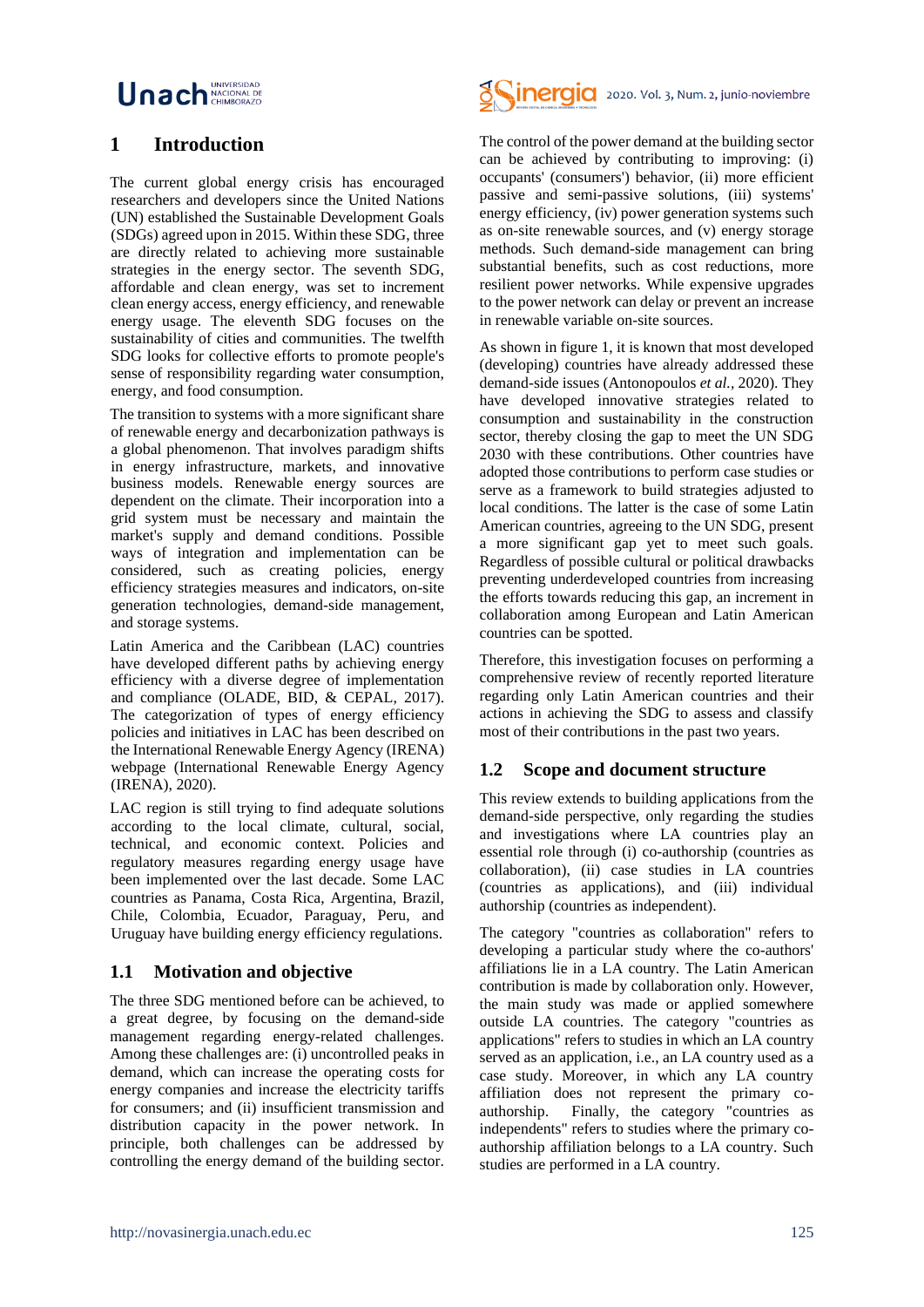## 1 Introduction

The current global energy crisis has encouraged researchers and developers since the United Nations (UN) established the Sustainable Development Goals (SDGs) agreed upon in 2015. Within these SDG, three are directly related to achieving more sustainable strategies in the energy sector. The seventh SDG, affordable and clean energy, was set to increment clean energy access, energy efficiency, and renewable energy usage. The eleventh SDG focuses on the sustainability of cities and communities. The twelfth SDG looks for collective efforts to promote people's sense of responsibility regarding water consumption, energy, and food consumption.

The transition to systems with a more significant share of renewable energy and decarbonization pathways is a global phenomenon. That involves paradigm shifts in energy infrastructure, markets, and innovative business models. Renewable energy sources are dependent on the climate. Their incorporation into a grid system must be necessary and maintain the market's supply and demand conditions. Possible ways of integration and implementation can be considered, such as creating policies, energy efficiency strategies measures and indicators, on-site generation technologies, demand-side management, and storage systems.

Latin America and the Caribbean (LAC) countries have developed different paths by achieving energy efficiency with a diverse degree of implementation and compliance (OLADE, BID, & CEPAL, 2017). The categorization of types of energy efficiency policies and initiatives in LAC has been described on the International Renewable Energy Agency (IRENA) webpage (International Renewable Energy Agency (IRENA), 2020).

LAC region is still trying to find adequate solutions according to the local climate, cultural, social, technical, and economic context. Policies and regulatory measures regarding energy usage have been implemented over the last decade. Some LAC countries as Panama, Costa Rica, Argentina, Brazil, Chile, Colombia, Ecuador, Paraguay, Peru, and Uruguay have building energy efficiency regulations.

### 1.1 Motivation and objective

The three SDG mentioned before can be achieved, to a great degree, by focusing on the demand-side management regarding energy-related challenges. Among these challenges are: (i) uncontrolled peaks in demand, which can increase the operating costs for energy companies and increase the electricity tariffs for consumers; and (ii) insufficient transmission and distribution capacity in the power network. In principle, both challenges can be addressed by controlling the energy demand of the building sector.

The control of the power demand at the building sector can be achieved by contributing to improving: (i) occupants' (consumers') behavior, (ii) more efficient passive and semi-passive solutions, (iii) systems' energy efficiency, (iv) power generation systems such as on-site renewable sources, and (v) energy storage methods. Such demand-side management can bring substantial benefits, such as cost reductions, more resilient power networks. While expensive upgrades to the power network can delay or prevent an increase in renewable variable on-site sources.

As shown in figure 1, it is known that most developed (developing) countries have already addressed these demand-side issues (Antonopoulos *et al.*, 2020). They have developed innovative strategies related to consumption and sustainability in the construction sector, thereby closing the gap to meet the UN SDG 2030 with these contributions. Other countries have adopted those contributions to perform case studies or serve as a framework to build strategies adjusted to local conditions. The latter is the case of some Latin American countries, agreeing to the UN SDG, present a more significant gap yet to meet such goals. Regardless of possible cultural or political drawbacks preventing underdeveloped countries from increasing the efforts towards reducing this gap, an increment in collaboration among European and Latin American countries can be spotted.

Therefore, this investigation focuses on performing a comprehensive review of recently reported literature regarding only Latin American countries and their actions in achieving the SDG to assess and classify most of their contributions in the past two years.

### 1.2 Scope and document structure

This review extends to building applications from the demand-side perspective, only regarding the studies and investigations where LA countries play an essential role through (i) co-authorship (countries as collaboration), (ii) case studies in LA countries (countries as applications), and (iii) individual authorship (countries as independent).

The category "countries as collaboration" refers to developing a particular study where the co-authors' affiliations lie in a LA country. The Latin American contribution is made by collaboration only. However, the main study was made or applied somewhere outside LA countries. The category "countries as applications" refers to studies in which an LA country served as an application, i.e., an LA country used as a case study. Moreover, in which any LA country affiliation does not represent the primary co-authorship. Finally, the category "countries as independents" refers to studies where the primary co-authorship affiliation belongs to a LA country. Such studies are performed in a LA country.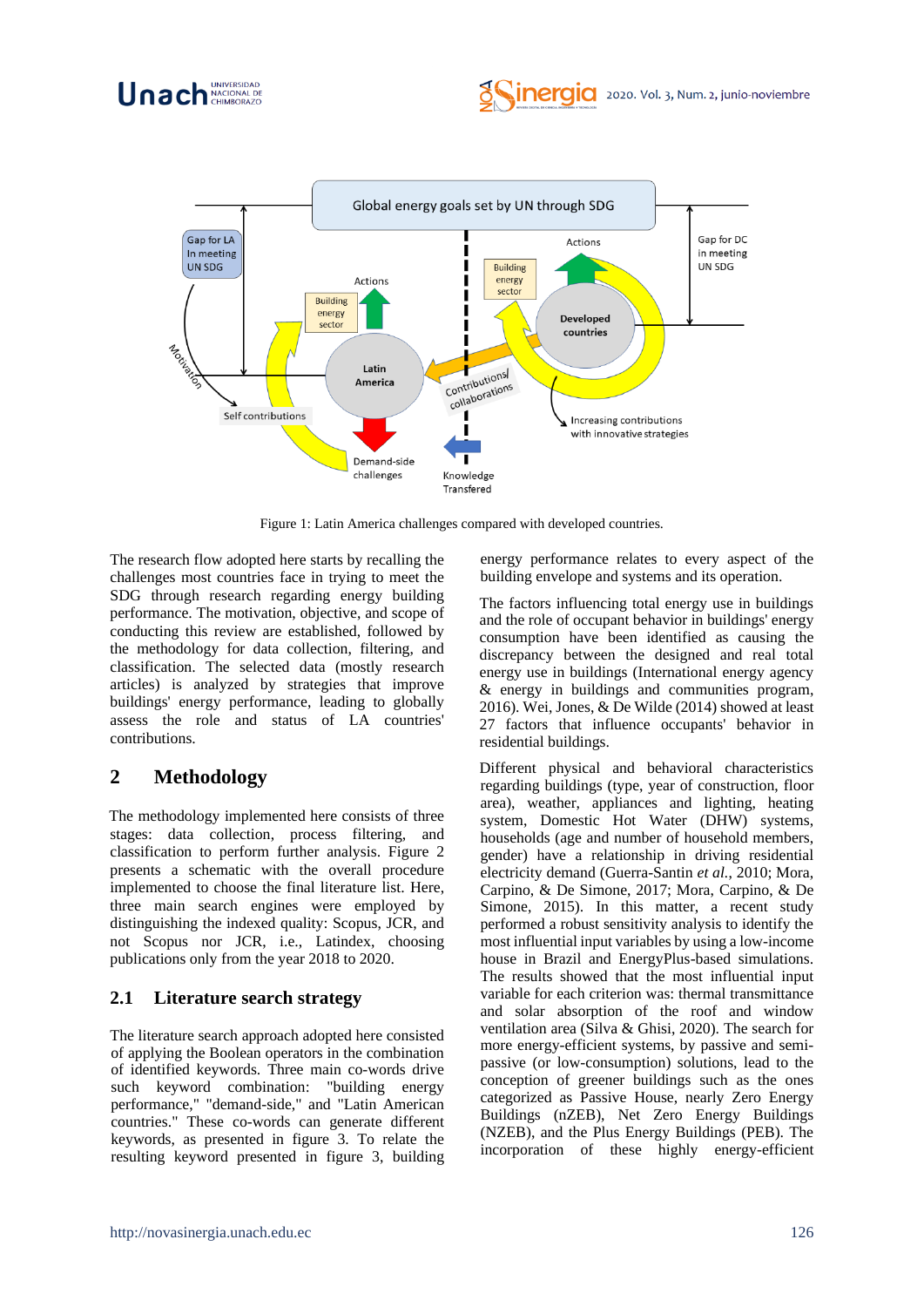Figure 1: Latin America challenges compared with developed countries.

The research flow adopted here starts by recalling the challenges most countries face in trying to meet the SDG through research regarding energy building performance. The motivation, objective, and scope of conducting this review are established, followed by the methodology for data collection, filtering, and classification. The selected data (mostly research articles) is analyzed by strategies that improve buildings' energy performance, leading to globally assess the role and status of LA countries' contributions.

## 2 Methodology

The methodology implemented here consists of three stages: data collection, process filtering, and classification to perform further analysis. Figure 2 presents a schematic with the overall procedure implemented to choose the final literature list. Here, three main search engines were employed by distinguishing the indexed quality: Scopus, JCR, and not Scopus nor JCR, i.e., Latindex, choosing publications only from the year 2018 to 2020.

### 2.1 Literature search strategy

The literature search approach adopted here consisted of applying the Boolean operators in the combination of identified keywords. Three main co-words drive such keyword combination: "building energy performance," "demand-side," and "Latin American countries." These co-words can generate different keywords, as presented in figure 3. To relate the resulting keyword presented in figure 3, building energy performance relates to every aspect of the building envelope and systems and its operation.

The factors influencing total energy use in buildings and the role of occupant behavior in buildings' energy consumption have been identified as causing the discrepancy between the designed and real total energy use in buildings (International energy agency & energy in buildings and communities program, 2016). Wei, Jones, & De Wilde (2014) showed at least 27 factors that influence occupants' behavior in residential buildings.

Different physical and behavioral characteristics regarding buildings (type, year of construction, floor area), weather, appliances and lighting, heating system, Domestic Hot Water (DHW) systems, households (age and number of household members, gender) have a relationship in driving residential electricity demand (Guerra-Santin *et al.*, 2010; Mora, Carpino, & De Simone, 2017; Mora, Carpino, & De Simone, 2015). In this matter, a recent study performed a robust sensitivity analysis to identify the most influential input variables by using a low-income house in Brazil and EnergyPlus-based simulations. The results showed that the most influential input variable for each criterion was: thermal transmittance and solar absorption of the roof and window ventilation area (Silva & Ghisi, 2020). The search for more energy-efficient systems, by passive and semi-passive (or low-consumption) solutions, lead to the conception of greener buildings such as the ones categorized as Passive House, nearly Zero Energy Buildings (nZEB), Net Zero Energy Buildings (NZEB), and the Plus Energy Buildings (PEB). The incorporation of these highly energy-efficient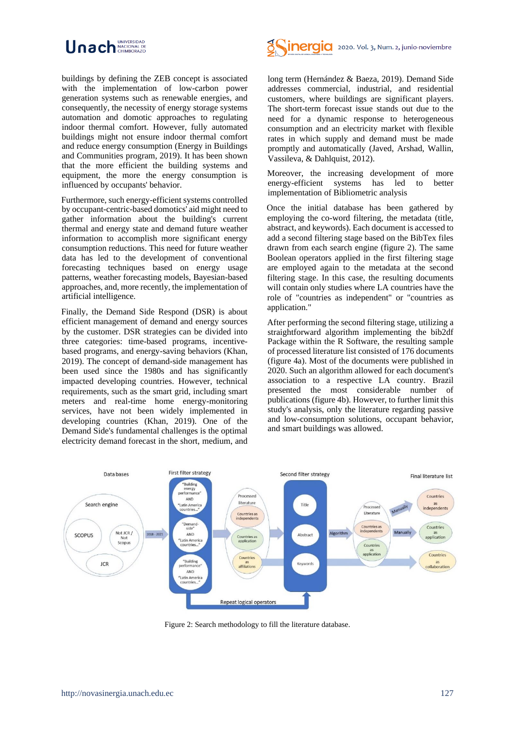buildings by defining the ZEB concept is associated with the implementation of low-carbon power generation systems such as renewable energies, and consequently, the necessity of energy storage systems automation and domotic approaches to regulating indoor thermal comfort. However, fully automated buildings might not ensure indoor thermal comfort and reduce energy consumption (Energy in Buildings and Communities program, 2019). It has been shown that the more efficient the building systems and equipment, the more the energy consumption is influenced by occupants' behavior.

Furthermore, such energy-efficient systems controlled by occupant-centric-based domotics' aid might need to gather information about the building's current thermal and energy state and demand future weather information to accomplish more significant energy consumption reductions. This need for future weather data has led to the development of conventional forecasting techniques based on energy usage patterns, weather forecasting models, Bayesian-based approaches, and, more recently, the implementation of artificial intelligence.

Finally, the Demand Side Respond (DSR) is about efficient management of demand and energy sources by the customer. DSR strategies can be divided into three categories: time-based programs, incentive-based programs, and energy-saving behaviors (Khan, 2019). The concept of demand-side management has been used since the 1980s and has significantly impacted developing countries. However, technical requirements, such as the smart grid, including smart meters and real-time home energy-monitoring services, have not been widely implemented in developing countries (Khan, 2019). One of the Demand Side's fundamental challenges is the optimal electricity demand forecast in the short, medium, and long term (Hernández & Baeza, 2019). Demand Side addresses commercial, industrial, and residential customers, where buildings are significant players. The short-term forecast issue stands out due to the need for a dynamic response to heterogeneous consumption and an electricity market with flexible rates in which supply and demand must be made promptly and automatically (Javed, Arshad, Wallin, Vassileva, & Dahlquist, 2012).

Moreover, the increasing development of more energy-efficient systems has led to better implementation of Bibliometric analysis

Once the initial database has been gathered by employing the co-word filtering, the metadata (title, abstract, and keywords). Each document is accessed to add a second filtering stage based on the BibTex files drawn from each search engine (figure 2). The same Boolean operators applied in the first filtering stage are employed again to the metadata at the second filtering stage. In this case, the resulting documents will contain only studies where LA countries have the role of "countries as independent" or "countries as application."

After performing the second filtering stage, utilizing a straightforward algorithm implementing the bib2df Package within the R Software, the resulting sample of processed literature list consisted of 176 documents (figure 4a). Most of the documents were published in 2020. Such an algorithm allowed for each document's association to a respective LA country. Brazil presented the most considerable number of publications (figure 4b). However, to further limit this study's analysis, only the literature regarding passive and low-consumption solutions, occupant behavior, and smart buildings was allowed.

Figure 2: Search methodology to fill the literature database.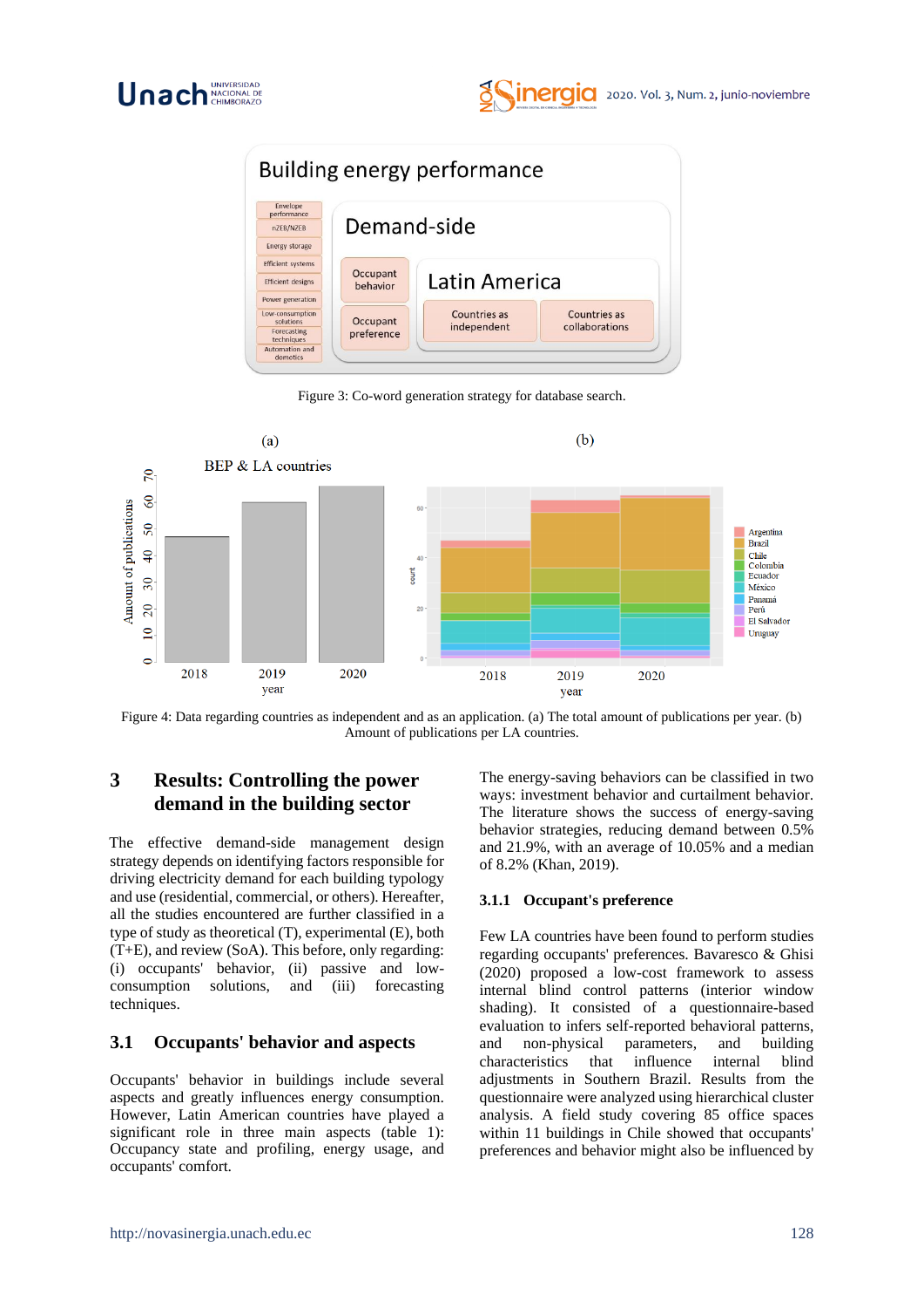Figure 3: Co-word generation strategy for database search.

Figure 4: Data regarding countries as independent and as an application. (a) The total amount of publications per year. (b) Amount of publications per LA countries.

## 3 Results: Controlling the power demand in the building sector

The effective demand-side management design strategy depends on identifying factors responsible for driving electricity demand for each building typology and use (residential, commercial, or others). Hereafter, all the studies encountered are further classified in a type of study as theoretical (T), experimental (E), both (T+E), and review (SoA). This before, only regarding: (i) occupants' behavior, (ii) passive and low-consumption solutions, and (iii) forecasting techniques.

### 3.1 Occupants' behavior and aspects

Occupants' behavior in buildings include several aspects and greatly influences energy consumption. However, Latin American countries have played a significant role in three main aspects (table 1): Occupancy state and profiling, energy usage, and occupants' comfort.

The energy-saving behaviors can be classified in two ways: investment behavior and curtailment behavior. The literature shows the success of energy-saving behavior strategies, reducing demand between 0.5% and 21.9%, with an average of 10.05% and a median of 8.2% (Khan, 2019).

#### 3.1.1 Occupant's preference

Few LA countries have been found to perform studies regarding occupants' preferences. Bavaresco & Ghisi (2020) proposed a low-cost framework to assess internal blind control patterns (interior window shading). It consisted of a questionnaire-based evaluation to infers self-reported behavioral patterns, and non-physical parameters, and building characteristics that influence internal blind adjustments in Southern Brazil. Results from the questionnaire were analyzed using hierarchical cluster analysis. A field study covering 85 office spaces within 11 buildings in Chile showed that occupants' preferences and behavior might also be influenced by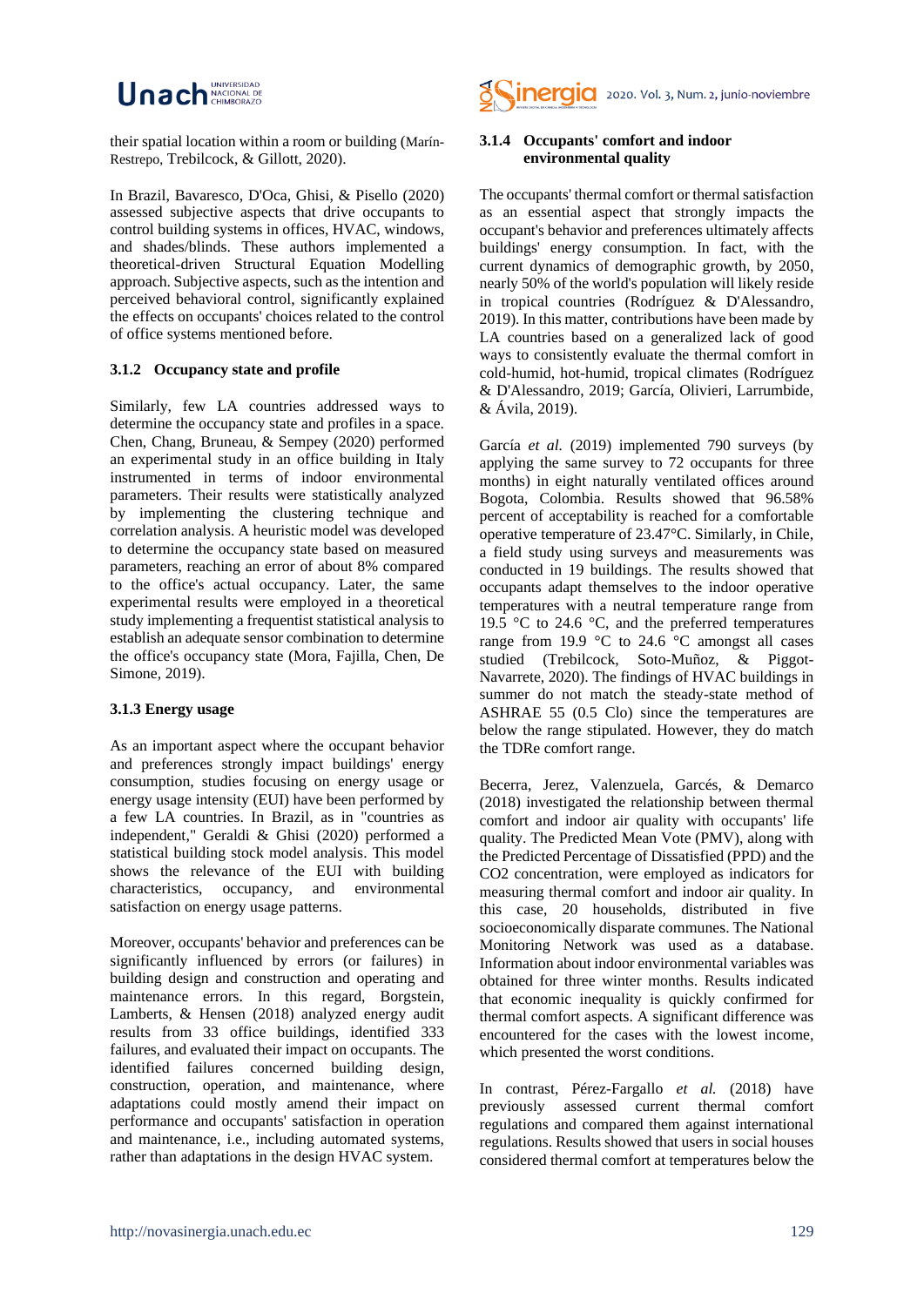their spatial location within a room or building (Marín-Restrepo, Trebilcock, & Gillott, 2020).

In Brazil, Bavaresco, D'Oca, Ghisi, & Pisello (2020) assessed subjective aspects that drive occupants to control building systems in offices, HVAC, windows, and shades/blinds. These authors implemented a theoretical-driven Structural Equation Modelling approach. Subjective aspects, such as the intention and perceived behavioral control, significantly explained the effects on occupants' choices related to the control of office systems mentioned before.

### 3.1.2 Occupancy state and profile

Similarly, few LA countries addressed ways to determine the occupancy state and profiles in a space. Chen, Chang, Bruneau, & Sempey (2020) performed an experimental study in an office building in Italy instrumented in terms of indoor environmental parameters. Their results were statistically analyzed by implementing the clustering technique and correlation analysis. A heuristic model was developed to determine the occupancy state based on measured parameters, reaching an error of about 8% compared to the office's actual occupancy. Later, the same experimental results were employed in a theoretical study implementing a frequentist statistical analysis to establish an adequate sensor combination to determine the office's occupancy state (Mora, Fajilla, Chen, De Simone, 2019).

### 3.1.3 Energy usage

As an important aspect where the occupant behavior and preferences strongly impact buildings' energy consumption, studies focusing on energy usage or energy usage intensity (EUI) have been performed by a few LA countries. In Brazil, as in "countries as independent," Geraldi & Ghisi (2020) performed a statistical building stock model analysis. This model shows the relevance of the EUI with building characteristics, occupancy, and environmental satisfaction on energy usage patterns.

Moreover, occupants' behavior and preferences can be significantly influenced by errors (or failures) in building design and construction and operating and maintenance errors. In this regard, Borgstein, Lamberts, & Hensen (2018) analyzed energy audit results from 33 office buildings, identified 333 failures, and evaluated their impact on occupants. The identified failures concerned building design, construction, operation, and maintenance, where adaptations could mostly amend their impact on performance and occupants' satisfaction in operation and maintenance, i.e., including automated systems, rather than adaptations in the design HVAC system.

### 3.1.4 Occupants' comfort and indoor environmental quality

The occupants' thermal comfort or thermal satisfaction as an essential aspect that strongly impacts the occupant's behavior and preferences ultimately affects buildings' energy consumption. In fact, with the current dynamics of demographic growth, by 2050, nearly 50% of the world's population will likely reside in tropical countries (Rodríguez & D'Alessandro, 2019). In this matter, contributions have been made by LA countries based on a generalized lack of good ways to consistently evaluate the thermal comfort in cold-humid, hot-humid, tropical climates (Rodríguez & D'Alessandro, 2019; García, Olivieri, Larrumbide, & Ávila, 2019).

García *et al.* (2019) implemented 790 surveys (by applying the same survey to 72 occupants for three months) in eight naturally ventilated offices around Bogota, Colombia. Results showed that 96.58% percent of acceptability is reached for a comfortable operative temperature of 23.47°C. Similarly, in Chile, a field study using surveys and measurements was conducted in 19 buildings. The results showed that occupants adapt themselves to the indoor operative temperatures with a neutral temperature range from 19.5 °C to 24.6 °C, and the preferred temperatures range from 19.9 °C to 24.6 °C amongst all cases studied (Trebilcock, Soto-Muñoz, & Piggot-Navarrete, 2020). The findings of HVAC buildings in summer do not match the steady-state method of ASHRAE 55 (0.5 Clo) since the temperatures are below the range stipulated. However, they do match the TDRe comfort range.

Becerra, Jerez, Valenzuela, Garcés, & Demarco (2018) investigated the relationship between thermal comfort and indoor air quality with occupants' life quality. The Predicted Mean Vote (PMV), along with the Predicted Percentage of Dissatisfied (PPD) and the $CO_2$ concentration, were employed as indicators for measuring thermal comfort and indoor air quality. In this case, 20 households, distributed in five socioeconomically disparate communes. The National Monitoring Network was used as a database. Information about indoor environmental variables was obtained for three winter months. Results indicated that economic inequality is quickly confirmed for thermal comfort aspects. A significant difference was encountered for the cases with the lowest income, which presented the worst conditions.

In contrast, Pérez-Fargallo *et al.* (2018) have previously assessed current thermal comfort regulations and compared them against international regulations. Results showed that users in social houses considered thermal comfort at temperatures below the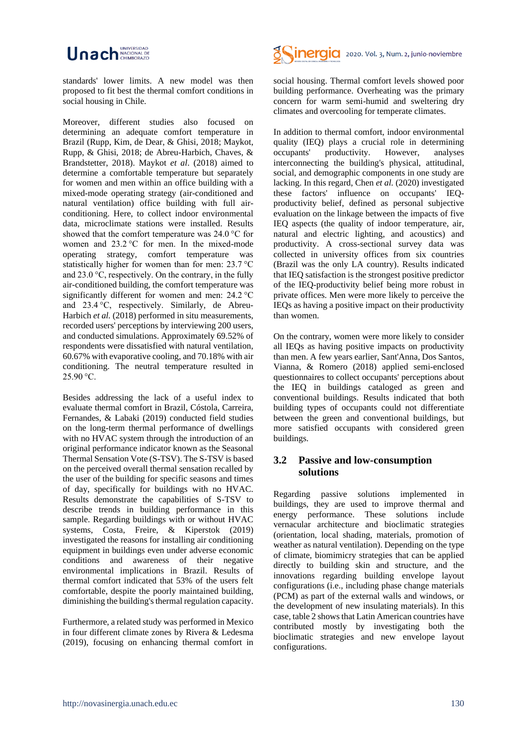standards' lower limits. A new model was then proposed to fit best the thermal comfort conditions in social housing in Chile.

Moreover, different studies also focused on determining an adequate comfort temperature in Brazil (Rupp, Kim, de Dear, & Ghisi, 2018; Maykot, Rupp, & Ghisi, 2018; de Abreu-Harbich, Chaves, & Brandstetter, 2018). Maykot *et al*. (2018) aimed to determine a comfortable temperature but separately for women and men within an office building with a mixed-mode operating strategy (air-conditioned and natural ventilation) office building with full air-conditioning. Here, to collect indoor environmental data, microclimate stations were installed. Results showed that the comfort temperature was 24.0 °C for women and 23.2 °C for men. In the mixed-mode operating strategy, comfort temperature was statistically higher for women than for men: 23.7 °C and 23.0 °C, respectively. On the contrary, in the fully air-conditioned building, the comfort temperature was significantly different for women and men: 24.2 °C and 23.4 °C, respectively. Similarly, de Abreu-Harbich *et al.* (2018) performed in situ measurements, recorded users' perceptions by interviewing 200 users, and conducted simulations. Approximately 69.52% of respondents were dissatisfied with natural ventilation, 60.67% with evaporative cooling, and 70.18% with air conditioning. The neutral temperature resulted in 25.90 °C.

Besides addressing the lack of a useful index to evaluate thermal comfort in Brazil, Cóstola, Carreira, Fernandes, & Labaki (2019) conducted field studies on the long-term thermal performance of dwellings with no HVAC system through the introduction of an original performance indicator known as the Seasonal Thermal Sensation Vote (S-TSV). The S-TSV is based on the perceived overall thermal sensation recalled by the user of the building for specific seasons and times of day, specifically for buildings with no HVAC. Results demonstrate the capabilities of S-TSV to describe trends in building performance in this sample. Regarding buildings with or without HVAC systems, Costa, Freire, & Kiperstok (2019) investigated the reasons for installing air conditioning equipment in buildings even under adverse economic conditions and awareness of their negative environmental implications in Brazil. Results of thermal comfort indicated that 53% of the users felt comfortable, despite the poorly maintained building, diminishing the building's thermal regulation capacity.

Furthermore, a related study was performed in Mexico in four different climate zones by Rivera & Ledesma (2019), focusing on enhancing thermal comfort in social housing. Thermal comfort levels showed poor building performance. Overheating was the primary concern for warm semi-humid and sweltering dry climates and overcooling for temperate climates.

In addition to thermal comfort, indoor environmental quality (IEQ) plays a crucial role in determining occupants' productivity. However, analyses interconnecting the building's physical, attitudinal, social, and demographic components in one study are lacking. In this regard, Chen *et al.* (2020) investigated these factors' influence on occupants' IEQ-productivity belief, defined as personal subjective evaluation on the linkage between the impacts of five IEQ aspects (the quality of indoor temperature, air, natural and electric lighting, and acoustics) and productivity. A cross-sectional survey data was collected in university offices from six countries (Brazil was the only LA country). Results indicated that IEQ satisfaction is the strongest positive predictor of the IEQ-productivity belief being more robust in private offices. Men were more likely to perceive the IEQs as having a positive impact on their productivity than women.

On the contrary, women were more likely to consider all IEQs as having positive impacts on productivity than men. A few years earlier, Sant'Anna, Dos Santos, Vianna, & Romero (2018) applied semi-enclosed questionnaires to collect occupants' perceptions about the IEQ in buildings cataloged as green and conventional buildings. Results indicated that both building types of occupants could not differentiate between the green and conventional buildings, but more satisfied occupants with considered green buildings.

## 3.2 Passive and low-consumption solutions

Regarding passive solutions implemented in buildings, they are used to improve thermal and energy performance. These solutions include vernacular architecture and bioclimatic strategies (orientation, local shading, materials, promotion of weather as natural ventilation). Depending on the type of climate, biomimicry strategies that can be applied directly to building skin and structure, and the innovations regarding building envelope layout configurations (i.e., including phase change materials (PCM) as part of the external walls and windows, or the development of new insulating materials). In this case, table 2 shows that Latin American countries have contributed mostly by investigating both the bioclimatic strategies and new envelope layout configurations.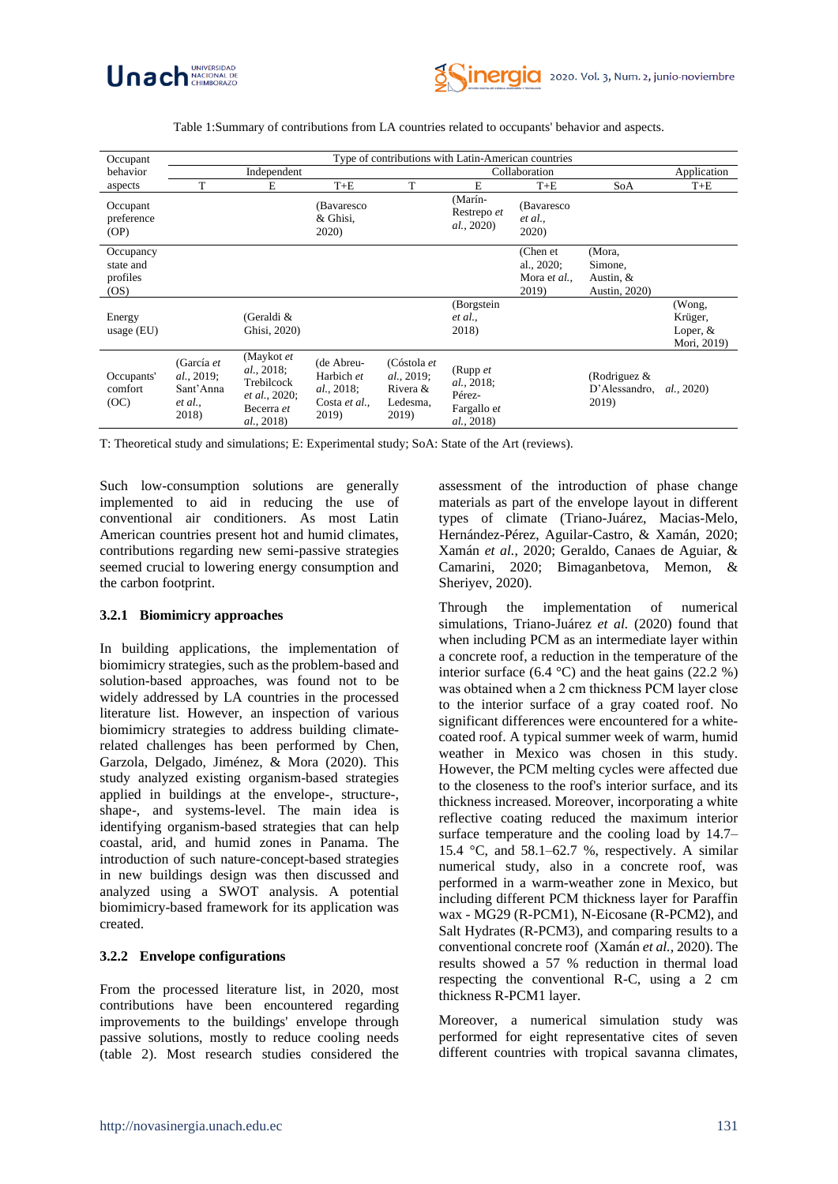Table 1:Summary of contributions from LA countries related to occupants' behavior and aspects.

| Occupant behavior aspects | Type of contributions with Latin-American countries | | | | | | | |
|---|---|---|---|---|---|---|---|---|
| | Independent | | | Collaboration | | | | Application |
| | T | E | T+E | T | E | T+E | SoA | T+E |
| Occupant preference (OP) | | | (Bavaresco & Ghisi, 2020) | | (Marín-Restrepo *et al.*, 2020) | (Bavaresco *et al.*, 2020) | | |
| Occupancy state and profiles (OS) | | | | | | (Chen et al., 2020; Mora *et al.*, 2019) | (Mora, Simone, Austin, & Austin, 2020) | |
| Energy usage (EU) | | (Geraldi & Ghisi, 2020) | | | (Borgstein *et al.*, 2018) | | | (Wong, Krüger, Loper, & Mori, 2019) |
| Occupants' comfort (OC) | (García *et al.*, 2019; Sant'Anna *et al.*, 2018) | (Maykot *et al.*, 2018; Trebilcock *et al.*, 2020; Becerra *et al.*, 2018) | (de Abreu-Harbich *et al.*, 2018; Costa *et al.*, 2019) | (Cóstola *et al.*, 2019; Rivera & Ledesma, 2019) | (Rupp *et al.*, 2018; Pérez-Fargallo *et al.*, 2018) | | (Rodriguez & D'Alessandro, 2019) | *al.*, 2020) |

T: Theoretical study and simulations; E: Experimental study; SoA: State of the Art (reviews).

Such low-consumption solutions are generally implemented to aid in reducing the use of conventional air conditioners. As most Latin American countries present hot and humid climates, contributions regarding new semi-passive strategies seemed crucial to lowering energy consumption and the carbon footprint.

### 3.2.1 Biomimicry approaches

In building applications, the implementation of biomimicry strategies, such as the problem-based and solution-based approaches, was found not to be widely addressed by LA countries in the processed literature list. However, an inspection of various biomimicry strategies to address building climate-related challenges has been performed by Chen, Garzola, Delgado, Jiménez, & Mora (2020). This study analyzed existing organism-based strategies applied in buildings at the envelope-, structure-, shape-, and systems-level. The main idea is identifying organism-based strategies that can help coastal, arid, and humid zones in Panama. The introduction of such nature-concept-based strategies in new buildings design was then discussed and analyzed using a SWOT analysis. A potential biomimicry-based framework for its application was created.

### 3.2.2 Envelope configurations

From the processed literature list, in 2020, most contributions have been encountered regarding improvements to the buildings' envelope through passive solutions, mostly to reduce cooling needs (table 2). Most research studies considered the assessment of the introduction of phase change materials as part of the envelope layout in different types of climate (Triano-Juárez, Macias-Melo, Hernández-Pérez, Aguilar-Castro, & Xamán, 2020; Xamán *et al.*, 2020; Geraldo, Canaes de Aguiar, & Camarini, 2020; Bimaganbetova, Memon, & Sheriyev, 2020).

Through the implementation of numerical simulations, Triano-Juárez *et al.* (2020) found that when including PCM as an intermediate layer within a concrete roof, a reduction in the temperature of the interior surface (6.4 °C) and the heat gains (22.2 %) was obtained when a 2 cm thickness PCM layer close to the interior surface of a gray coated roof. No significant differences were encountered for a white-coated roof. A typical summer week of warm, humid weather in Mexico was chosen in this study. However, the PCM melting cycles were affected due to the closeness to the roof's interior surface, and its thickness increased. Moreover, incorporating a white reflective coating reduced the maximum interior surface temperature and the cooling load by 14.7–15.4 °C, and 58.1–62.7 %, respectively. A similar numerical study, also in a concrete roof, was performed in a warm-weather zone in Mexico, but including different PCM thickness layer for Paraffin wax - MG29 (R-PCM1), N-Eicosane (R-PCM2), and Salt Hydrates (R-PCM3), and comparing results to a conventional concrete roof (Xamán *et al.*, 2020). The results showed a 57 % reduction in thermal load respecting the conventional R-C, using a 2 cm thickness R-PCM1 layer.

Moreover, a numerical simulation study was performed for eight representative cites of seven different countries with tropical savanna climates,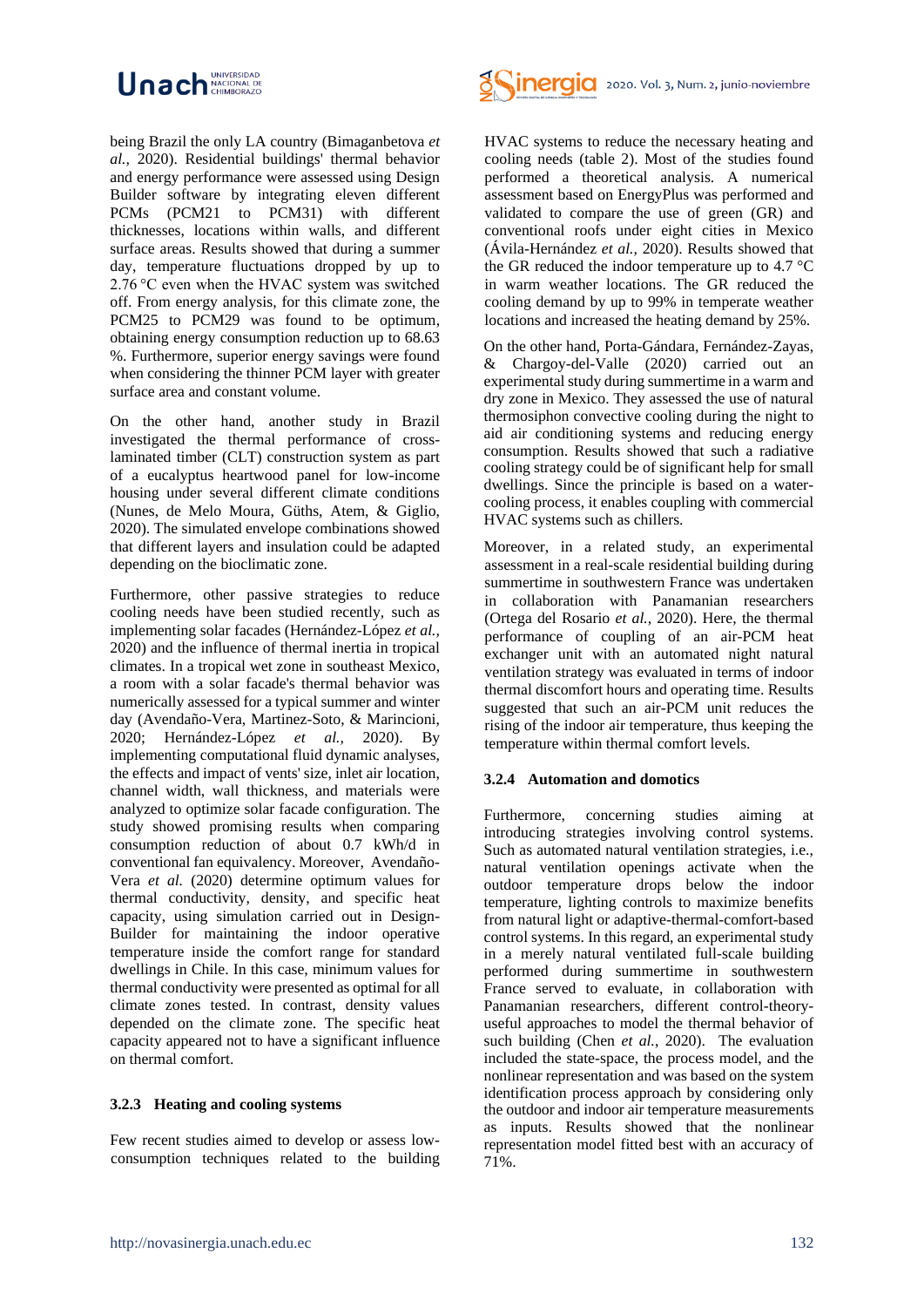being Brazil the only LA country (Bimaganbetova *et al.,* 2020). Residential buildings' thermal behavior and energy performance were assessed using Design Builder software by integrating eleven different PCMs (PCM21 to PCM31) with different thicknesses, locations within walls, and different surface areas. Results showed that during a summer day, temperature fluctuations dropped by up to 2.76 °C even when the HVAC system was switched off. From energy analysis, for this climate zone, the PCM25 to PCM29 was found to be optimum, obtaining energy consumption reduction up to 68.63 %. Furthermore, superior energy savings were found when considering the thinner PCM layer with greater surface area and constant volume.

On the other hand, another study in Brazil investigated the thermal performance of cross-laminated timber (CLT) construction system as part of a eucalyptus heartwood panel for low-income housing under several different climate conditions (Nunes, de Melo Moura, Güths, Atem, & Giglio, 2020). The simulated envelope combinations showed that different layers and insulation could be adapted depending on the bioclimatic zone.

Furthermore, other passive strategies to reduce cooling needs have been studied recently, such as implementing solar facades (Hernández-López *et al.*, 2020) and the influence of thermal inertia in tropical climates. In a tropical wet zone in southeast Mexico, a room with a solar facade's thermal behavior was numerically assessed for a typical summer and winter day (Avendaño-Vera, Martinez-Soto, & Marincioni, 2020; Hernández-López *et al.*, 2020). By implementing computational fluid dynamic analyses, the effects and impact of vents' size, inlet air location, channel width, wall thickness, and materials were analyzed to optimize solar facade configuration. The study showed promising results when comparing consumption reduction of about 0.7 kWh/d in conventional fan equivalency. Moreover, Avendaño-Vera *et al.* (2020) determine optimum values for thermal conductivity, density, and specific heat capacity, using simulation carried out in Design-Builder for maintaining the indoor operative temperature inside the comfort range for standard dwellings in Chile. In this case, minimum values for thermal conductivity were presented as optimal for all climate zones tested. In contrast, density values depended on the climate zone. The specific heat capacity appeared not to have a significant influence on thermal comfort.

### 3.2.3 Heating and cooling systems

Few recent studies aimed to develop or assess low-consumption techniques related to the building HVAC systems to reduce the necessary heating and cooling needs (table 2). Most of the studies found performed a theoretical analysis. A numerical assessment based on EnergyPlus was performed and validated to compare the use of green (GR) and conventional roofs under eight cities in Mexico (Ávila-Hernández *et al.,* 2020). Results showed that the GR reduced the indoor temperature up to 4.7 °C in warm weather locations. The GR reduced the cooling demand by up to 99% in temperate weather locations and increased the heating demand by 25%.

On the other hand, Porta-Gándara, Fernández-Zayas, & Chargoy-del-Valle (2020) carried out an experimental study during summertime in a warm and dry zone in Mexico. They assessed the use of natural thermosiphon convective cooling during the night to aid air conditioning systems and reducing energy consumption. Results showed that such a radiative cooling strategy could be of significant help for small dwellings. Since the principle is based on a water-cooling process, it enables coupling with commercial HVAC systems such as chillers.

Moreover, in a related study, an experimental assessment in a real-scale residential building during summertime in southwestern France was undertaken in collaboration with Panamanian researchers (Ortega del Rosario *et al.,* 2020). Here, the thermal performance of coupling of an air-PCM heat exchanger unit with an automated night natural ventilation strategy was evaluated in terms of indoor thermal discomfort hours and operating time. Results suggested that such an air-PCM unit reduces the rising of the indoor air temperature, thus keeping the temperature within thermal comfort levels.

### 3.2.4 Automation and domotics

Furthermore, concerning studies aiming at introducing strategies involving control systems. Such as automated natural ventilation strategies, i.e., natural ventilation openings activate when the outdoor temperature drops below the indoor temperature, lighting controls to maximize benefits from natural light or adaptive-thermal-comfort-based control systems. In this regard, an experimental study in a merely natural ventilated full-scale building performed during summertime in southwestern France served to evaluate, in collaboration with Panamanian researchers, different control-theory-useful approaches to model the thermal behavior of such building (Chen *et al.*, 2020). The evaluation included the state-space, the process model, and the nonlinear representation and was based on the system identification process approach by considering only the outdoor and indoor air temperature measurements as inputs. Results showed that the nonlinear representation model fitted best with an accuracy of 71%.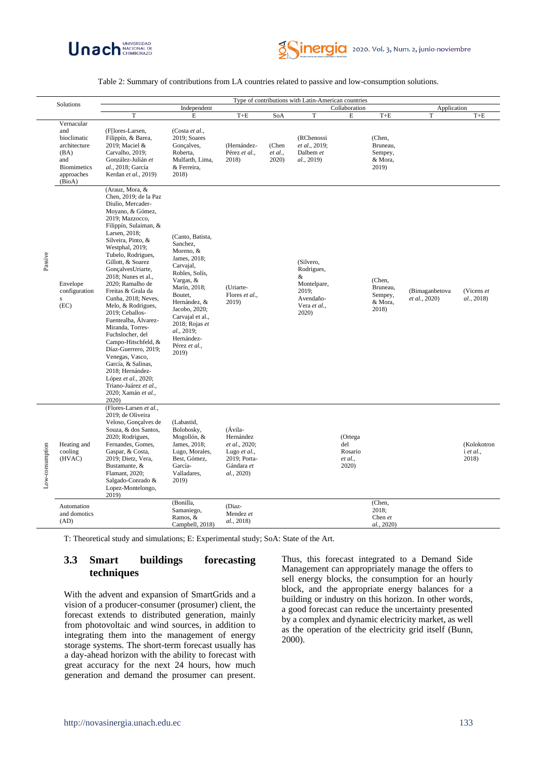Table 2: Summary of contributions from LA countries related to passive and low-consumption solutions.

| | Solutions | Type of contributions with Latin-American countries | | | | | | | | |
|---|---|---|---|---|---|---|---|---|---|---|
| | | Independent | | | | Collaboration | | | Application | |
| | | T | E | T+E | SoA | T | E | T+E | T | T+E |
| Passive | Vernacular and bioclimatic architecture (BA) and Biomimetics approaches (BioA) | (F[lores-Larsen, Filippín, & Barea, 2019; Maciel & Carvalho, 2019; González-Julián *et al.*, 2018; García Kerdan *et al.*, 2019) | (Costa *et al.*, 2019; Soares Gonçalves, Roberta, Mulfarth, Lima, & Ferreira, 2018) | (Hernández-Pérez *et al.*, 2018) | (Chen *et al.*, 2020) | (RChenossi *et al.*, 2019; Dalbem *et al.*, 2019) | | (Chen, Bruneau, Sempey, & Mora, 2019) | | |
| Passive | Envelope configuration (EC) | (Arauz, Mora, & Chen, 2019; de la Paz Diulio, Mercader-Moyano, & Gómez, 2019; Mazzocco, Filippín, Sulaiman, & Larsen, 2018; Silveira, Pinto, & Westphal, 2019; Tubelo, Rodrigues, Gillott, & Soarez GonçalvesUriarte, 2018; Nunes et al., 2020; Ramalho de Freitas & Grala da Cunha, 2018; Neves, Melo, & Rodrigues, 2019; Ceballos-Fuentealba, Álvarez-Miranda, Torres-Fuchslocher, del Campo-Hitschfeld, & Díaz-Guerrero, 2019; Venegas, Vasco, García, & Salinas, 2018; Hernández-López *et al.*, 2020; Triano-Juárez *et al.*, 2020; Xamán *et al.*, 2020) | (Canto, Batista, Sanchez, Moreno, & James, 2018; Carvajal, Robles, Solís, Vargas, & Marín, 2018; Boutet, Hernández, & Jacobo, 2020; Carvajal et al., 2018; Rojas *et al.*, 2019; Hernández-Pérez *et al.*, 2019) | (Uriarte-Flores *et al.*, 2019) | | (Silvero, Rodrigues, & Montelpare, 2019; Avendaño-Vera *et al.*, 2020) | | (Chen, Bruneau, Sempey, & Mora, 2018) | (Bimaganbetova *et al.*, 2020) | (Vicens *et al.*, 2018) |
| Low-consumption | Heating and cooling (HVAC) | (Flores-Larsen *et al.*, 2019; de Oliveira Veloso, Gonçalves de Souza, & dos Santos, 2020; Rodrigues, Fernandes, Gomes, Gaspar, & Costa, 2019; Dietz, Vera, Bustamante, & Flamant, 2020; Salgado-Conrado & Lopez-Montelongo, 2019) | (Labastid, Bolobosky, Mogollón, & James, 2018; Lugo, Morales, Best, Gómez, García-Valladares, 2019) | (Ávila-Hernández *et al.*, 2020; Lugo *et al.*, 2019; Porta-Gándara *et al.*, 2020) | | | (Ortega del Rosario *et al.*, 2020) | | | (Kolokotroni *et al.*, 2018) |
| Low-consumption | Automation and domotics (AD) | | (Bonilla, Samaniego, Ramos, & Campbell, 2018) | (Diaz-Mendez *et al.*, 2018) | | | | (Chen, 2018; Chen *et al.*, 2020) | | |

T: Theoretical study and simulations; E: Experimental study; SoA: State of the Art.

### 3.3 Smart buildings forecasting techniques

With the advent and expansion of SmartGrids and a vision of a producer-consumer (prosumer) client, the forecast extends to distributed generation, mainly from photovoltaic and wind sources, in addition to integrating them into the management of energy storage systems. The short-term forecast usually has a day-ahead horizon with the ability to forecast with great accuracy for the next 24 hours, how much generation and demand the prosumer can present. Thus, this forecast integrated to a Demand Side Management can appropriately manage the offers to sell energy blocks, the consumption for an hourly block, and the appropriate energy balances for a building or industry on this horizon. In other words, a good forecast can reduce the uncertainty presented by a complex and dynamic electricity market, as well as the operation of the electricity grid itself (Bunn, 2000).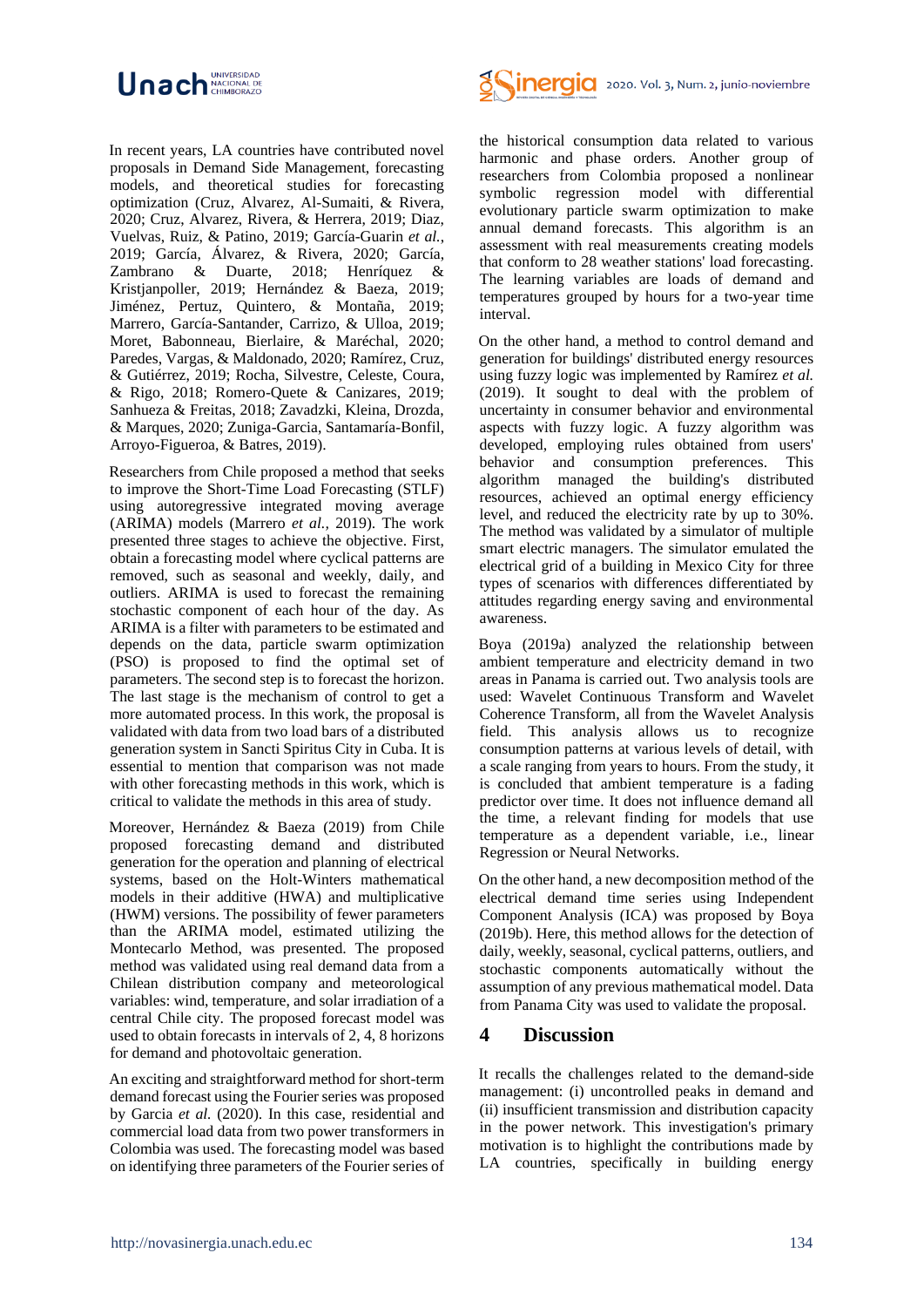In recent years, LA countries have contributed novel proposals in Demand Side Management, forecasting models, and theoretical studies for forecasting optimization (Cruz, Alvarez, Al-Sumaiti, & Rivera, 2020; Cruz, Alvarez, Rivera, & Herrera, 2019; Diaz, Vuelvas, Ruiz, & Patino, 2019; García-Guarin *et al.*, 2019; García, Álvarez, & Rivera, 2020; García, Zambrano & Duarte, 2018; Henríquez & Kristjanpoller, 2019; Hernández & Baeza, 2019; Jiménez, Pertuz, Quintero, & Montaña, 2019; Marrero, García-Santander, Carrizo, & Ulloa, 2019; Moret, Babonneau, Bierlaire, & Maréchal, 2020; Paredes, Vargas, & Maldonado, 2020; Ramírez, Cruz, & Gutiérrez, 2019; Rocha, Silvestre, Celeste, Coura, & Rigo, 2018; Romero-Quete & Canizares, 2019; Sanhueza & Freitas, 2018; Zavadzki, Kleina, Drozda, & Marques, 2020; Zuniga-Garcia, Santamaría-Bonfil, Arroyo-Figueroa, & Batres, 2019).

Researchers from Chile proposed a method that seeks to improve the Short-Time Load Forecasting (STLF) using autoregressive integrated moving average (ARIMA) models (Marrero *et al.*, 2019). The work presented three stages to achieve the objective. First, obtain a forecasting model where cyclical patterns are removed, such as seasonal and weekly, daily, and outliers. ARIMA is used to forecast the remaining stochastic component of each hour of the day. As ARIMA is a filter with parameters to be estimated and depends on the data, particle swarm optimization (PSO) is proposed to find the optimal set of parameters. The second step is to forecast the horizon. The last stage is the mechanism of control to get a more automated process. In this work, the proposal is validated with data from two load bars of a distributed generation system in Sancti Spiritus City in Cuba. It is essential to mention that comparison was not made with other forecasting methods in this work, which is critical to validate the methods in this area of study.

Moreover, Hernández & Baeza (2019) from Chile proposed forecasting demand and distributed generation for the operation and planning of electrical systems, based on the Holt-Winters mathematical models in their additive (HWA) and multiplicative (HWM) versions. The possibility of fewer parameters than the ARIMA model, estimated utilizing the Montecarlo Method, was presented. The proposed method was validated using real demand data from a Chilean distribution company and meteorological variables: wind, temperature, and solar irradiation of a central Chile city. The proposed forecast model was used to obtain forecasts in intervals of 2, 4, 8 horizons for demand and photovoltaic generation.

An exciting and straightforward method for short-term demand forecast using the Fourier series was proposed by Garcia *et al.* (2020). In this case, residential and commercial load data from two power transformers in Colombia was used. The forecasting model was based on identifying three parameters of the Fourier series of the historical consumption data related to various harmonic and phase orders. Another group of researchers from Colombia proposed a nonlinear symbolic regression model with differential evolutionary particle swarm optimization to make annual demand forecasts. This algorithm is an assessment with real measurements creating models that conform to 28 weather stations' load forecasting. The learning variables are loads of demand and temperatures grouped by hours for a two-year time interval.

On the other hand, a method to control demand and generation for buildings' distributed energy resources using fuzzy logic was implemented by Ramírez *et al.* (2019). It sought to deal with the problem of uncertainty in consumer behavior and environmental aspects with fuzzy logic. A fuzzy algorithm was developed, employing rules obtained from users' behavior and consumption preferences. This algorithm managed the building's distributed resources, achieved an optimal energy efficiency level, and reduced the electricity rate by up to 30%. The method was validated by a simulator of multiple smart electric managers. The simulator emulated the electrical grid of a building in Mexico City for three types of scenarios with differences differentiated by attitudes regarding energy saving and environmental awareness.

Boya (2019a) analyzed the relationship between ambient temperature and electricity demand in two areas in Panama is carried out. Two analysis tools are used: Wavelet Continuous Transform and Wavelet Coherence Transform, all from the Wavelet Analysis field. This analysis allows us to recognize consumption patterns at various levels of detail, with a scale ranging from years to hours. From the study, it is concluded that ambient temperature is a fading predictor over time. It does not influence demand all the time, a relevant finding for models that use temperature as a dependent variable, i.e., linear Regression or Neural Networks.

On the other hand, a new decomposition method of the electrical demand time series using Independent Component Analysis (ICA) was proposed by Boya (2019b). Here, this method allows for the detection of daily, weekly, seasonal, cyclical patterns, outliers, and stochastic components automatically without the assumption of any previous mathematical model. Data from Panama City was used to validate the proposal.

## 4 Discussion

It recalls the challenges related to the demand-side management: (i) uncontrolled peaks in demand and (ii) insufficient transmission and distribution capacity in the power network. This investigation's primary motivation is to highlight the contributions by LA countries, specifically in building energy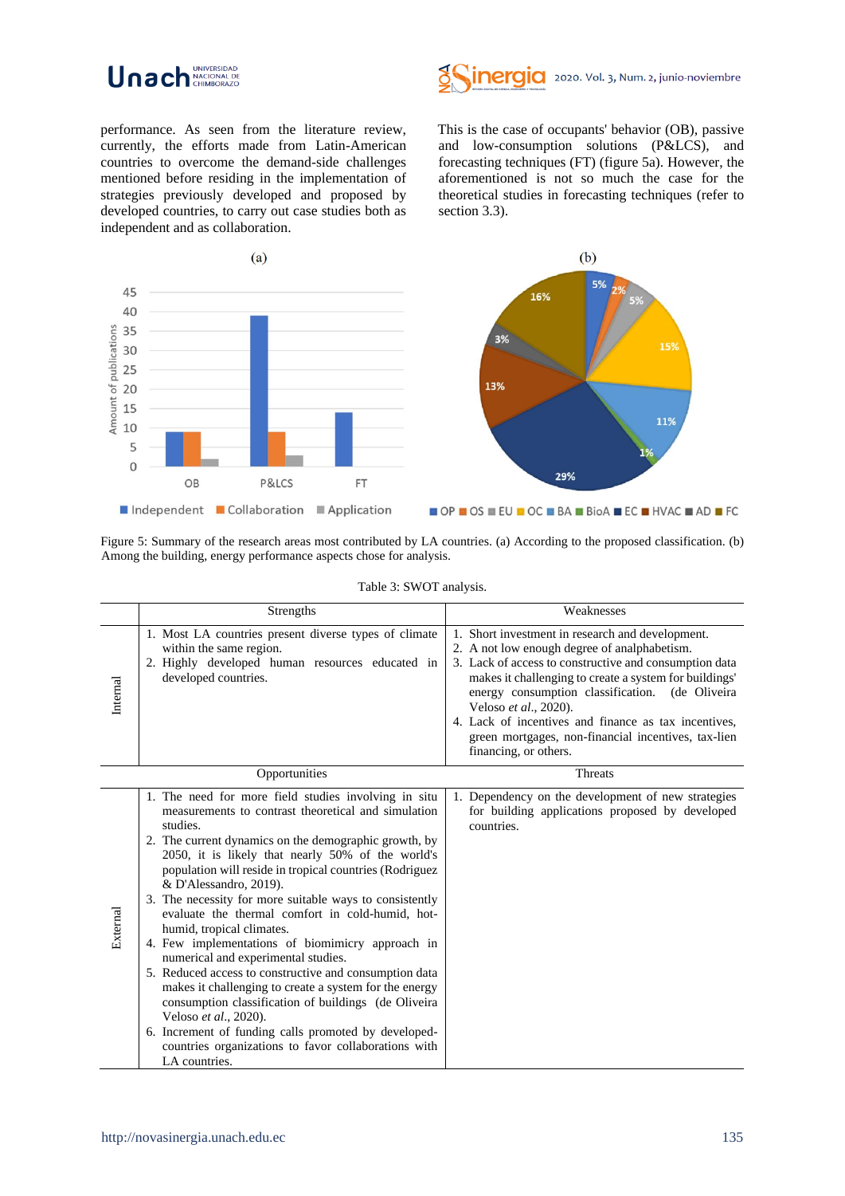performance. As seen from the literature review, currently, the efforts made from Latin-American countries to overcome the demand-side challenges mentioned before residing in the implementation of strategies previously developed and proposed by developed countries, to carry out case studies both as independent and as collaboration.

This is the case of occupants' behavior (OB), passive and low-consumption solutions (P&LCS), and forecasting techniques (FT) (figure 5a). However, the aforementioned is not so much the case for the theoretical studies in forecasting techniques (refer to section 3.3).

Figure 5: Summary of the research areas most contributed by LA countries. (a) According to the proposed classification. (b) Among the building, energy performance aspects chose for analysis.

Table 3: SWOT analysis.

| | Strengths | Weaknesses |
|---|---|---|
| Internal | 1. Most LA countries present diverse types of climate within the same region.<br>2. Highly developed human resources educated in developed countries. | 1. Short investment in research and development.<br>2. A not low enough degree of analphabetism.<br>3. Lack of access to constructive and consumption data makes it challenging to create a system for buildings' energy consumption classification. (de Oliveira Veloso *et al*., 2020).<br>4. Lack of incentives and finance as tax incentives, green mortgages, non-financial incentives, tax-lien financing, or others. |
| | **Opportunities** | **Threats** |
| External | 1. The need for more field studies involving in situ measurements to contrast theoretical and simulation studies.<br>2. The current dynamics on the demographic growth, by 2050, it is likely that nearly 50% of the world's population will reside in tropical countries (Rodriguez & D'Alessandro, 2019).<br>3. The necessity for more suitable ways to consistently evaluate the thermal comfort in cold-humid, hot-humid, tropical climates.<br>4. Few implementations of biomimicry approach in numerical and experimental studies.<br>5. Reduced access to constructive and consumption data makes it challenging to create a system for the energy consumption classification of buildings (de Oliveira Veloso *et al*., 2020).<br>6. Increment of funding calls promoted by developed-countries organizations to favor collaborations with LA countries. | 1. Dependency on the development of new strategies for building applications proposed by developed countries. |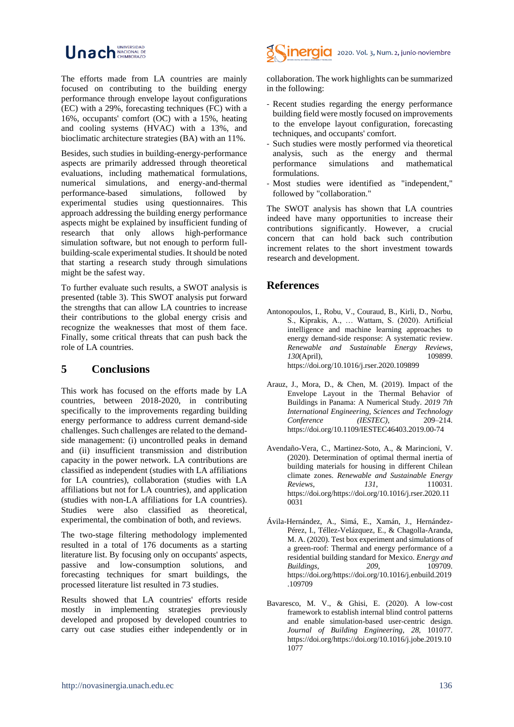The efforts made from LA countries are mainly focused on contributing to the building energy performance through envelope layout configurations (EC) with a 29%, forecasting techniques (FC) with a 16%, occupants' comfort (OC) with a 15%, heating and cooling systems (HVAC) with a 13%, and bioclimatic architecture strategies (BA) with an 11%.

Besides, such studies in building-energy-performance aspects are primarily addressed through theoretical evaluations, including mathematical formulations, numerical simulations, and energy-and-thermal performance-based simulations, followed by experimental studies using questionnaires. This approach addressing the building energy performance aspects might be explained by insufficient funding of research that only allows high-performance simulation software, but not enough to perform full-building-scale experimental studies. It should be noted that starting a research study through simulations might be the safest way.

To further evaluate such results, a SWOT analysis is presented (table 3). This SWOT analysis put forward the strengths that can allow LA countries to increase their contributions to the global energy crisis and recognize the weaknesses that most of them face. Finally, some critical threats that can push back the role of LA countries.

## 5 Conclusions

This work has focused on the efforts made by LA countries, between 2018-2020, in contributing specifically to the improvements regarding building energy performance to address current demand-side challenges. Such challenges are related to the demand-side management: (i) uncontrolled peaks in demand and (ii) insufficient transmission and distribution capacity in the power network. LA contributions are classified as independent (studies with LA affiliations for LA countries), collaboration (studies with LA affiliations but not for LA countries), and application (studies with non-LA affiliations for LA countries). Studies were also classified as theoretical, experimental, the combination of both, and reviews.

The two-stage filtering methodology implemented resulted in a total of 176 documents as a starting literature list. By focusing only on occupants' aspects, passive and low-consumption solutions, and forecasting techniques for smart buildings, the processed literature list resulted in 73 studies.

Results showed that LA countries' efforts reside mostly in implementing strategies previously developed and proposed by developed countries to carry out case studies either independently or in collaboration. The work highlights can be summarized in the following:

- Recent studies regarding the energy performance building field were mostly focused on improvements to the envelope layout configuration, forecasting techniques, and occupants' comfort.
- Such studies were mostly performed via theoretical analysis, such as the energy and thermal performance simulations and mathematical formulations.
- Most studies were identified as "independent," followed by "collaboration."

The SWOT analysis has shown that LA countries indeed have many opportunities to increase their contributions significantly. However, a crucial concern that can hold back such contribution increment relates to the short investment towards research and development.

## References

Antonopoulos, I., Robu, V., Couraud, B., Kirli, D., Norbu, S., Kiprakis, A., … Wattam, S. (2020). Artificial intelligence and machine learning approaches to energy demand-side response: A systematic review. *Renewable and Sustainable Energy Reviews*, *130*(April), 109899. https://doi.org/10.1016/j.rser.2020.109899

Arauz, J., Mora, D., & Chen, M. (2019). Impact of the Envelope Layout in the Thermal Behavior of Buildings in Panama: A Numerical Study. *2019 7th International Engineering, Sciences and Technology Conference (IESTEC)*, 209–214. https://doi.org/10.1109/IESTEC46403.2019.00-74

Avendaño-Vera, C., Martinez-Soto, A., & Marincioni, V. (2020). Determination of optimal thermal inertia of building materials for housing in different Chilean climate zones. *Renewable and Sustainable Energy Reviews*, *131*, 110031. https://doi.org/https://doi.org/10.1016/j.rser.2020.110031

Ávila-Hernández, A., Simá, E., Xamán, J., Hernández-Pérez, I., Téllez-Velázquez, E., & Chagolla-Aranda, M. A. (2020). Test box experiment and simulations of a green-roof: Thermal and energy performance of a residential building standard for Mexico. *Energy and Buildings*, *209*, 109709. https://doi.org/https://doi.org/10.1016/j.enbuild.2019.109709

Bavaresco, M. V., & Ghisi, E. (2020). A low-cost framework to establish internal blind control patterns and enable simulation-based user-centric design. *Journal of Building Engineering*, *28*, 101077. https://doi.org/https://doi.org/10.1016/j.jobe.2019.101077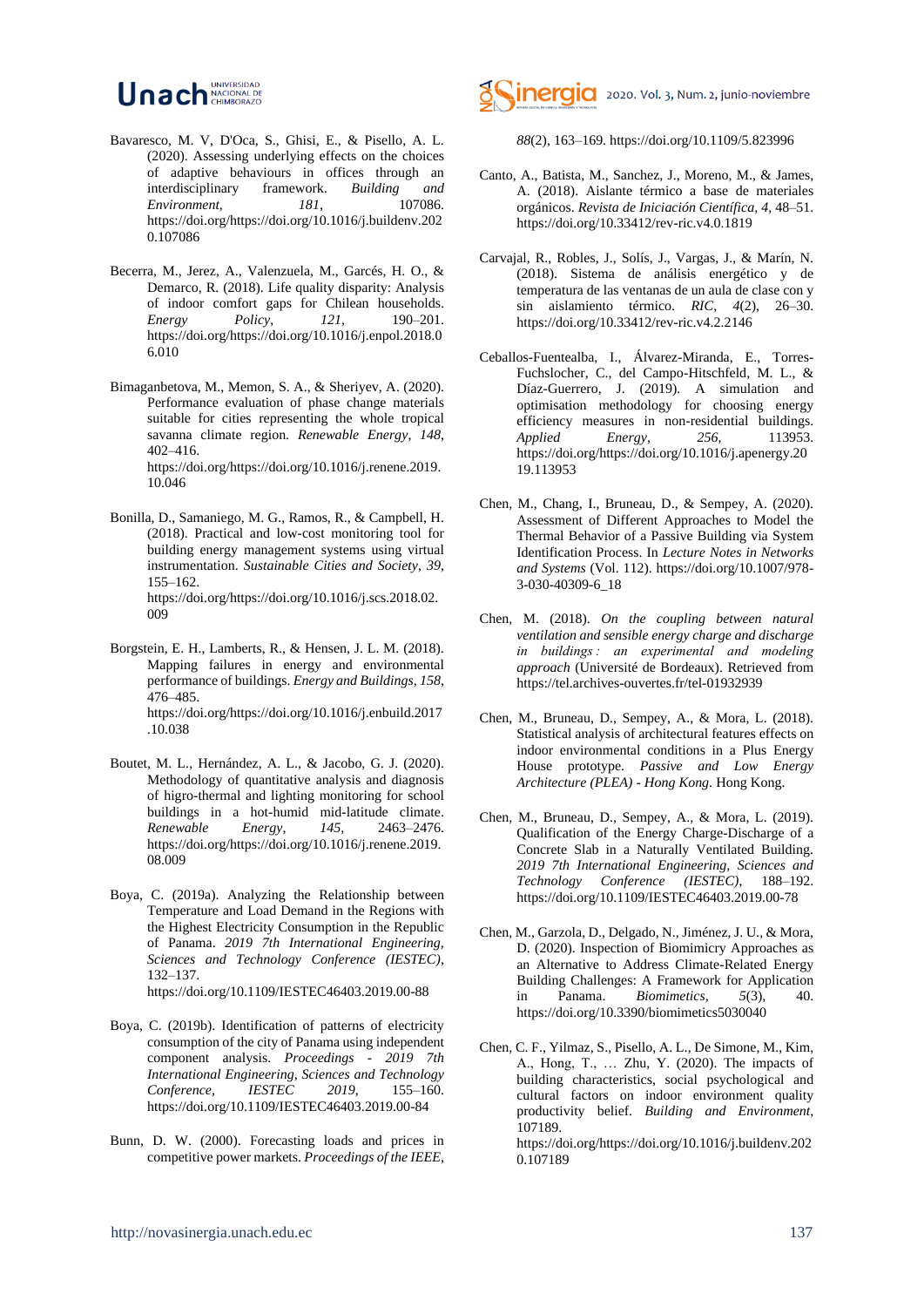Bavaresco, M. V, D'Oca, S., Ghisi, E., & Pisello, A. L. (2020). Assessing underlying effects on the choices of adaptive behaviours in offices through an interdisciplinary framework. *Building and Environment*, *181*, 107086. https://doi.org/https://doi.org/10.1016/j.buildenv.2020.107086

Becerra, M., Jerez, A., Valenzuela, M., Garcés, H. O., & Demarco, R. (2018). Life quality disparity: Analysis of indoor comfort gaps for Chilean households. *Energy Policy*, *121*, 190–201. https://doi.org/https://doi.org/10.1016/j.enpol.2018.06.010

Bimaganbetova, M., Memon, S. A., & Sheriyev, A. (2020). Performance evaluation of phase change materials suitable for cities representing the whole tropical savanna climate region. *Renewable Energy*, *148*, 402–416. https://doi.org/https://doi.org/10.1016/j.renene.2019.10.046

Bonilla, D., Samaniego, M. G., Ramos, R., & Campbell, H. (2018). Practical and low-cost monitoring tool for building energy management systems using virtual instrumentation. *Sustainable Cities and Society*, *39*, 155–162. https://doi.org/https://doi.org/10.1016/j.scs.2018.02.009

Borgstein, E. H., Lamberts, R., & Hensen, J. L. M. (2018). Mapping failures in energy and environmental performance of buildings. *Energy and Buildings*, *158*, 476–485. https://doi.org/https://doi.org/10.1016/j.enbuild.2017.10.038

Boutet, M. L., Hernández, A. L., & Jacobo, G. J. (2020). Methodology of quantitative analysis and diagnosis of higro-thermal and lighting monitoring for school buildings in a hot-humid mid-latitude climate. *Renewable Energy*, *145*, 2463–2476. https://doi.org/https://doi.org/10.1016/j.renene.2019.08.009

Boya, C. (2019a). Analyzing the Relationship between Temperature and Load Demand in the Regions with the Highest Electricity Consumption in the Republic of Panama. *2019 7th International Engineering, Sciences and Technology Conference (IESTEC)*, 132–137. https://doi.org/10.1109/IESTEC46403.2019.00-88

Boya, C. (2019b). Identification of patterns of electricity consumption of the city of Panama using independent component analysis. *Proceedings - 2019 7th International Engineering, Sciences and Technology Conference, IESTEC 2019*, 155–160. https://doi.org/10.1109/IESTEC46403.2019.00-84

Bunn, D. W. (2000). Forecasting loads and prices in competitive power markets. *Proceedings of the IEEE*, *88*(2), 163–169. https://doi.org/10.1109/5.823996

Canto, A., Batista, M., Sanchez, J., Moreno, M., & James, A. (2018). Aislante térmico a base de materiales orgánicos. *Revista de Iniciación Científica*, *4*, 48–51. https://doi.org/10.33412/rev-ric.v4.0.1819

Carvajal, R., Robles, J., Solís, J., Vargas, J., & Marín, N. (2018). Sistema de análisis energético y de temperatura de las ventanas de un aula de clase con y sin aislamiento térmico. *RIC*, *4*(2), 26–30. https://doi.org/10.33412/rev-ric.v4.2.2146

Ceballos-Fuentealba, I., Álvarez-Miranda, E., Torres-Fuchslocher, C., del Campo-Hitschfeld, M. L., & Díaz-Guerrero, J. (2019). A simulation and optimisation methodology for choosing energy efficiency measures in non-residential buildings. *Applied Energy*, *256*, 113953. https://doi.org/https://doi.org/10.1016/j.apenergy.2019.113953

Chen, M., Chang, I., Bruneau, D., & Sempey, A. (2020). Assessment of Different Approaches to Model the Thermal Behavior of a Passive Building via System Identification Process. In *Lecture Notes in Networks and Systems* (Vol. 112). https://doi.org/10.1007/978-3-030-40309-6_18

Chen, M. (2018). *On the coupling between natural ventilation and sensible energy charge and discharge in buildings : an experimental and modeling approach* (Université de Bordeaux). Retrieved from https://tel.archives-ouvertes.fr/tel-01932939

Chen, M., Bruneau, D., Sempey, A., & Mora, L. (2018). Statistical analysis of architectural features effects on indoor environmental conditions in a Plus Energy House prototype. *Passive and Low Energy Architecture (PLEA) - Hong Kong*. Hong Kong.

Chen, M., Bruneau, D., Sempey, A., & Mora, L. (2019). Qualification of the Energy Charge-Discharge of a Concrete Slab in a Naturally Ventilated Building. *2019 7th International Engineering, Sciences and Technology Conference (IESTEC)*, 188–192. https://doi.org/10.1109/IESTEC46403.2019.00-78

Chen, M., Garzola, D., Delgado, N., Jiménez, J. U., & Mora, D. (2020). Inspection of Biomimicry Approaches as an Alternative to Address Climate-Related Energy Building Challenges: A Framework for Application in Panama. *Biomimetics*, *5*(3), 40. https://doi.org/10.3390/biomimetics5030040

Chen, C. F., Yilmaz, S., Pisello, A. L., De Simone, M., Kim, A., Hong, T., … Zhu, Y. (2020). The impacts of building characteristics, social psychological and cultural factors on indoor environment quality productivity belief. *Building and Environment*, 107189. https://doi.org/https://doi.org/10.1016/j.buildenv.2020.107189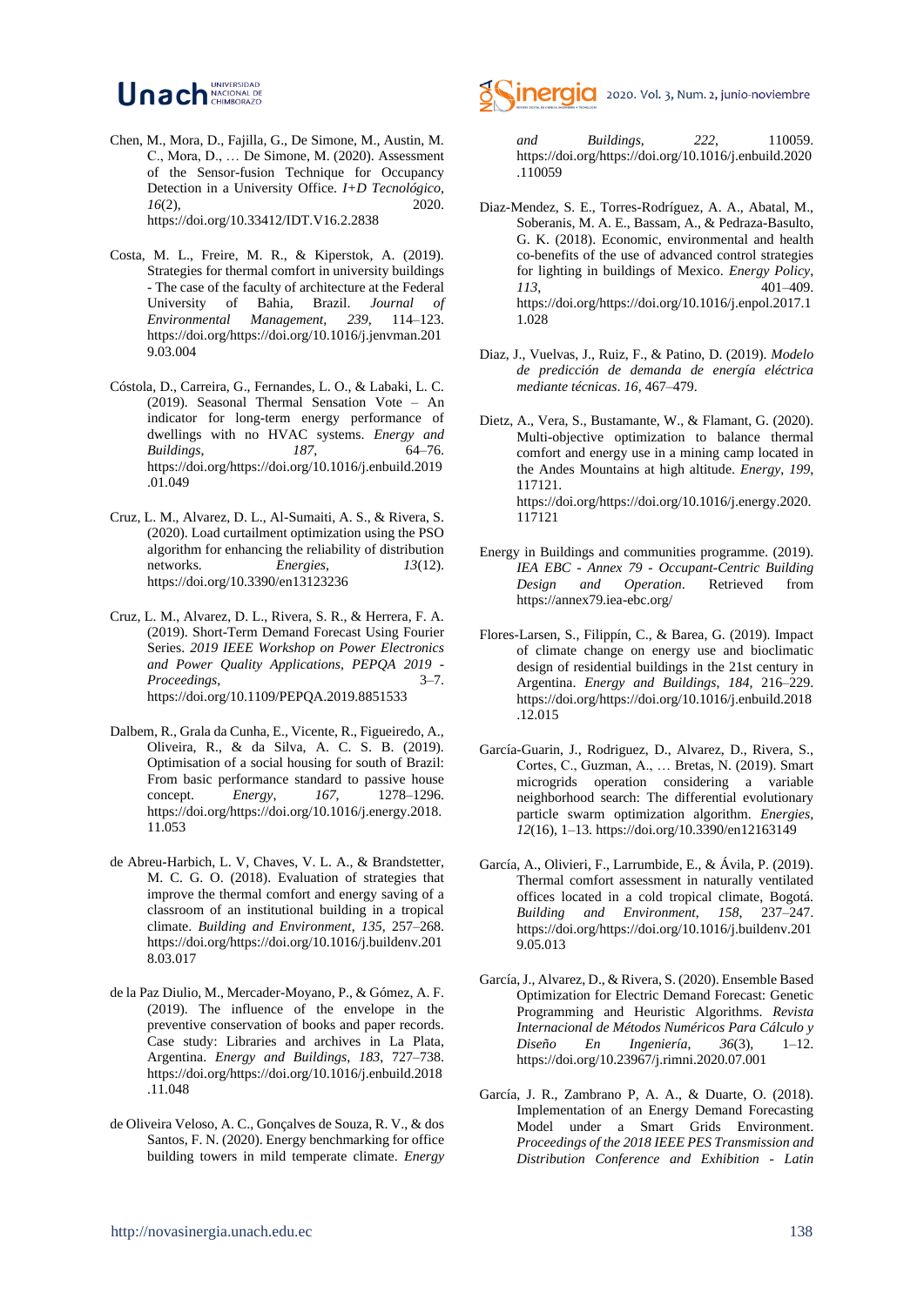Chen, M., Mora, D., Fajilla, G., De Simone, M., Austin, M. C., Mora, D., … De Simone, M. (2020). Assessment of the Sensor-fusion Technique for Occupancy Detection in a University Office. *I+D Tecnológico*, *16*(2), 2020. https://doi.org/10.33412/IDT.V16.2.2838

Costa, M. L., Freire, M. R., & Kiperstok, A. (2019). Strategies for thermal comfort in university buildings - The case of the faculty of architecture at the Federal University of Bahia, Brazil. *Journal of Environmental Management*, *239*, 114–123. https://doi.org/https://doi.org/10.1016/j.jenvman.2019.03.004

Cóstola, D., Carreira, G., Fernandes, L. O., & Labaki, L. C. (2019). Seasonal Thermal Sensation Vote – An indicator for long-term energy performance of dwellings with no HVAC systems. *Energy and Buildings*, *187*, 64–76. https://doi.org/https://doi.org/10.1016/j.enbuild.2019.01.049

Cruz, L. M., Alvarez, D. L., Al-Sumaiti, A. S., & Rivera, S. (2020). Load curtailment optimization using the PSO algorithm for enhancing the reliability of distribution networks. *Energies*, *13*(12). https://doi.org/10.3390/en13123236

Cruz, L. M., Alvarez, D. L., Rivera, S. R., & Herrera, F. A. (2019). Short-Term Demand Forecast Using Fourier Series. *2019 IEEE Workshop on Power Electronics and Power Quality Applications, PEPQA 2019 - Proceedings*, 3–7. https://doi.org/10.1109/PEPQA.2019.8851533

Dalbem, R., Grala da Cunha, E., Vicente, R., Figueiredo, A., Oliveira, R., & da Silva, A. C. S. B. (2019). Optimisation of a social housing for south of Brazil: From basic performance standard to passive house concept. *Energy*, *167*, 1278–1296. https://doi.org/https://doi.org/10.1016/j.energy.2018.11.053

de Abreu-Harbich, L. V, Chaves, V. L. A., & Brandstetter, M. C. G. O. (2018). Evaluation of strategies that improve the thermal comfort and energy saving of a classroom of an institutional building in a tropical climate. *Building and Environment*, *135*, 257–268. https://doi.org/https://doi.org/10.1016/j.buildenv.2018.03.017

de la Paz Diulio, M., Mercader-Moyano, P., & Gómez, A. F. (2019). The influence of the envelope in the preventive conservation of books and paper records. Case study: Libraries and archives in La Plata, Argentina. *Energy and Buildings*, *183*, 727–738. https://doi.org/https://doi.org/10.1016/j.enbuild.2018.11.048

de Oliveira Veloso, A. C., Gonçalves de Souza, R. V., & dos Santos, F. N. (2020). Energy benchmarking for office building towers in mild temperate climate. *Energy and Buildings*, *222*, 110059. https://doi.org/https://doi.org/10.1016/j.enbuild.2020.110059

Diaz-Mendez, S. E., Torres-Rodríguez, A. A., Abatal, M., Soberanis, M. A. E., Bassam, A., & Pedraza-Basulto, G. K. (2018). Economic, environmental and health co-benefits of the use of advanced control strategies for lighting in buildings of Mexico. *Energy Policy*, *113*, 401–409. https://doi.org/https://doi.org/10.1016/j.enpol.2017.11.028

Diaz, J., Vuelvas, J., Ruiz, F., & Patino, D. (2019). *Modelo de predicción de demanda de energía eléctrica mediante técnicas*. *16*, 467–479.

Dietz, A., Vera, S., Bustamante, W., & Flamant, G. (2020). Multi-objective optimization to balance thermal comfort and energy use in a mining camp located in the Andes Mountains at high altitude. *Energy*, *199*, 117121. https://doi.org/https://doi.org/10.1016/j.energy.2020.117121

Energy in Buildings and communities programme. (2019). *IEA EBC - Annex 79 - Occupant-Centric Building Design and Operation*. Retrieved from https://annex79.iea-ebc.org/

Flores-Larsen, S., Filippín, C., & Barea, G. (2019). Impact of climate change on energy use and bioclimatic design of residential buildings in the 21st century in Argentina. *Energy and Buildings*, *184*, 216–229. https://doi.org/https://doi.org/10.1016/j.enbuild.2018.12.015

García-Guarin, J., Rodriguez, D., Alvarez, D., Rivera, S., Cortes, C., Guzman, A., … Bretas, N. (2019). Smart microgrids operation considering a variable neighborhood search: The differential evolutionary particle swarm optimization algorithm. *Energies*, *12*(16), 1–13. https://doi.org/10.3390/en12163149

García, A., Olivieri, F., Larrumbide, E., & Ávila, P. (2019). Thermal comfort assessment in naturally ventilated offices located in a cold tropical climate, Bogotá. *Building and Environment*, *158*, 237–247. https://doi.org/https://doi.org/10.1016/j.buildenv.2019.05.013

García, J., Alvarez, D., & Rivera, S. (2020). Ensemble Based Optimization for Electric Demand Forecast: Genetic Programming and Heuristic Algorithms. *Revista Internacional de Métodos Numéricos Para Cálculo y Diseño En Ingeniería*, *36*(3), 1–12. https://doi.org/10.23967/j.rimni.2020.07.001

García, J. R., Zambrano P, A. A., & Duarte, O. (2018). Implementation of an Energy Demand Forecasting Model under a Smart Grids Environment. *Proceedings of the 2018 IEEE PES Transmission and Distribution Conference and Exhibition - Latin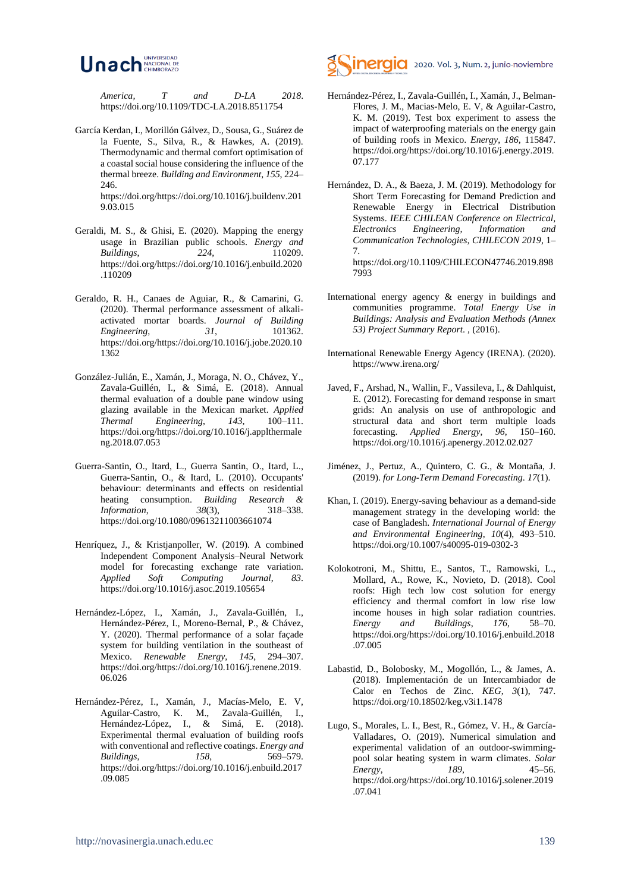*America, T and D-LA 2018*. https://doi.org/10.1109/TDC-LA.2018.8511754

García Kerdan, I., Morillón Gálvez, D., Sousa, G., Suárez de la Fuente, S., Silva, R., & Hawkes, A. (2019). Thermodynamic and thermal comfort optimisation of a coastal social house considering the influence of the thermal breeze. *Building and Environment*, *155*, 224–246. https://doi.org/https://doi.org/10.1016/j.buildenv.2019.03.015

Geraldi, M. S., & Ghisi, E. (2020). Mapping the energy usage in Brazilian public schools. *Energy and Buildings*, *224*, 110209. https://doi.org/https://doi.org/10.1016/j.enbuild.2020.110209

Geraldo, R. H., Canaes de Aguiar, R., & Camarini, G. (2020). Thermal performance assessment of alkali-activated mortar boards. *Journal of Building Engineering*, *31*, 101362. https://doi.org/https://doi.org/10.1016/j.jobe.2020.101362

González-Julián, E., Xamán, J., Moraga, N. O., Chávez, Y., Zavala-Guillén, I., & Simá, E. (2018). Annual thermal evaluation of a double pane window using glazing available in the Mexican market. *Applied Thermal Engineering*, *143*, 100–111. https://doi.org/https://doi.org/10.1016/j.applthermaleng.2018.07.053

Guerra-Santin, O., Itard, L., Guerra Santin, O., Itard, L., Guerra-Santin, O., & Itard, L. (2010). Occupants' behaviour: determinants and effects on residential heating consumption. *Building Research & Information*, *38*(3), 318–338. https://doi.org/10.1080/09613211003661074

Henríquez, J., & Kristjanpoller, W. (2019). A combined Independent Component Analysis–Neural Network model for forecasting exchange rate variation. *Applied Soft Computing Journal*, *83*. https://doi.org/10.1016/j.asoc.2019.105654

Hernández-López, I., Xamán, J., Zavala-Guillén, I., Hernández-Pérez, I., Moreno-Bernal, P., & Chávez, Y. (2020). Thermal performance of a solar façade system for building ventilation in the southeast of Mexico. *Renewable Energy*, *145*, 294–307. https://doi.org/https://doi.org/10.1016/j.renene.2019.06.026

Hernández-Pérez, I., Xamán, J., Macías-Melo, E. V, Aguilar-Castro, K. M., Zavala-Guillén, I., Hernández-López, I., & Simá, E. (2018). Experimental thermal evaluation of building roofs with conventional and reflective coatings. *Energy and Buildings*, *158*, 569–579. https://doi.org/https://doi.org/10.1016/j.enbuild.2017.09.085

Hernández-Pérez, I., Zavala-Guillén, I., Xamán, J., Belman-Flores, J. M., Macias-Melo, E. V, & Aguilar-Castro, K. M. (2019). Test box experiment to assess the impact of waterproofing materials on the energy gain of building roofs in Mexico. *Energy*, *186*, 115847. https://doi.org/https://doi.org/10.1016/j.energy.2019.07.177

Hernández, D. A., & Baeza, J. M. (2019). Methodology for Short Term Forecasting for Demand Prediction and Renewable Energy in Electrical Distribution Systems. *IEEE CHILEAN Conference on Electrical, Electronics Engineering, Information and Communication Technologies, CHILECON 2019*, 1–7. https://doi.org/10.1109/CHILECON47746.2019.8987993

International energy agency & energy in buildings and communities programme. *Total Energy Use in Buildings: Analysis and Evaluation Methods (Annex 53) Project Summary Report.* , (2016).

International Renewable Energy Agency (IRENA). (2020). https://www.irena.org/

Javed, F., Arshad, N., Wallin, F., Vassileva, I., & Dahlquist, E. (2012). Forecasting for demand response in smart grids: An analysis on use of anthropologic and structural data and short term multiple loads forecasting. *Applied Energy*, *96*, 150–160. https://doi.org/10.1016/j.apenergy.2012.02.027

Jiménez, J., Pertuz, A., Quintero, C. G., & Montaña, J. (2019). *for Long-Term Demand Forecasting*. *17*(1).

Khan, I. (2019). Energy-saving behaviour as a demand-side management strategy in the developing world: the case of Bangladesh. *International Journal of Energy and Environmental Engineering*, *10*(4), 493–510. https://doi.org/10.1007/s40095-019-0302-3

Kolokotroni, M., Shittu, E., Santos, T., Ramowski, L., Mollard, A., Rowe, K., Novieto, D. (2018). Cool roofs: High tech low cost solution for energy efficiency and thermal comfort in low rise low income houses in high solar radiation countries. *Energy and Buildings*, *176*, 58–70. https://doi.org/https://doi.org/10.1016/j.enbuild.2018.07.005

Labastid, D., Bolobosky, M., Mogollón, L., & James, A. (2018). Implementación de un Intercambiador de Calor en Techos de Zinc. *KEG*, *3*(1), 747. https://doi.org/10.18502/keg.v3i1.1478

Lugo, S., Morales, L. I., Best, R., Gómez, V. H., & García-Valladares, O. (2019). Numerical simulation and experimental validation of an outdoor-swimming-pool solar heating system in warm climates. *Solar Energy*, *189*, 45–56. https://doi.org/https://doi.org/10.1016/j.solener.2019.07.041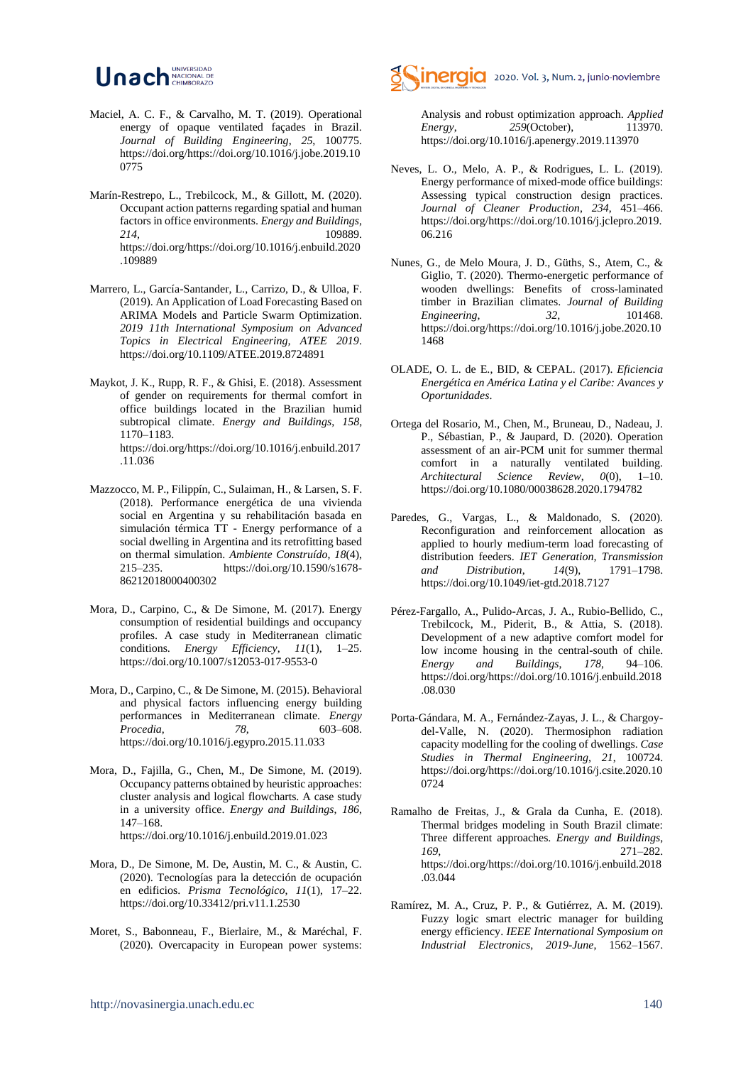Maciel, A. C. F., & Carvalho, M. T. (2019). Operational energy of opaque ventilated façades in Brazil. *Journal of Building Engineering*, *25*, 100775. https://doi.org/https://doi.org/10.1016/j.jobe.2019.100775

Marín-Restrepo, L., Trebilcock, M., & Gillott, M. (2020). Occupant action patterns regarding spatial and human factors in office environments. *Energy and Buildings*, *214*, 109889. https://doi.org/https://doi.org/10.1016/j.enbuild.2020.109889

Marrero, L., García-Santander, L., Carrizo, D., & Ulloa, F. (2019). An Application of Load Forecasting Based on ARIMA Models and Particle Swarm Optimization. *2019 11th International Symposium on Advanced Topics in Electrical Engineering, ATEE 2019*. https://doi.org/10.1109/ATEE.2019.8724891

Maykot, J. K., Rupp, R. F., & Ghisi, E. (2018). Assessment of gender on requirements for thermal comfort in office buildings located in the Brazilian humid subtropical climate. *Energy and Buildings*, *158*, 1170–1183. https://doi.org/https://doi.org/10.1016/j.enbuild.2017.11.036

Mazzocco, M. P., Filippín, C., Sulaiman, H., & Larsen, S. F. (2018). Performance energética de una vivienda social en Argentina y su rehabilitación basada en simulación térmica TT - Energy performance of a social dwelling in Argentina and its retrofitting based on thermal simulation. *Ambiente Construído*, *18*(4), 215–235. https://doi.org/10.1590/s1678-86212018000400302

Mora, D., Carpino, C., & De Simone, M. (2017). Energy consumption of residential buildings and occupancy profiles. A case study in Mediterranean climatic conditions. *Energy Efficiency*, *11*(1), 1–25. https://doi.org/10.1007/s12053-017-9553-0

Mora, D., Carpino, C., & De Simone, M. (2015). Behavioral and physical factors influencing energy building performances in Mediterranean climate. *Energy Procedia*, *78*, 603–608. https://doi.org/10.1016/j.egypro.2015.11.033

Mora, D., Fajilla, G., Chen, M., De Simone, M. (2019). Occupancy patterns obtained by heuristic approaches: cluster analysis and logical flowcharts. A case study in a university office. *Energy and Buildings*, *186*, 147–168. https://doi.org/10.1016/j.enbuild.2019.01.023

Mora, D., De Simone, M. De, Austin, M. C., & Austin, C. (2020). Tecnologías para la detección de ocupación en edificios. *Prisma Tecnológico*, *11*(1), 17–22. https://doi.org/10.33412/pri.v11.1.2530

Moret, S., Babonneau, F., Bierlaire, M., & Maréchal, F. (2020). Overcapacity in European power systems: Analysis and robust optimization approach. *Applied Energy*, *259*(October), 113970. https://doi.org/10.1016/j.apenergy.2019.113970

Neves, L. O., Melo, A. P., & Rodrigues, L. L. (2019). Energy performance of mixed-mode office buildings: Assessing typical construction design practices. *Journal of Cleaner Production*, *234*, 451–466. https://doi.org/https://doi.org/10.1016/j.jclepro.2019.06.216

Nunes, G., de Melo Moura, J. D., Güths, S., Atem, C., & Giglio, T. (2020). Thermo-energetic performance of wooden dwellings: Benefits of cross-laminated timber in Brazilian climates. *Journal of Building Engineering*, *32*, 101468. https://doi.org/https://doi.org/10.1016/j.jobe.2020.101468

OLADE, O. L. de E., BID, & CEPAL. (2017). *Eficiencia Energética en América Latina y el Caribe: Avances y Oportunidades*.

Ortega del Rosario, M., Chen, M., Bruneau, D., Nadeau, J. P., Sébastian, P., & Jaupard, D. (2020). Operation assessment of an air-PCM unit for summer thermal comfort in a naturally ventilated building. *Architectural Science Review*, *0*(0), 1–10. https://doi.org/10.1080/00038628.2020.1794782

Paredes, G., Vargas, L., & Maldonado, S. (2020). Reconfiguration and reinforcement allocation as applied to hourly medium-term load forecasting of distribution feeders. *IET Generation, Transmission and Distribution*, *14*(9), 1791–1798. https://doi.org/10.1049/iet-gtd.2018.7127

Pérez-Fargallo, A., Pulido-Arcas, J. A., Rubio-Bellido, C., Trebilcock, M., Piderit, B., & Attia, S. (2018). Development of a new adaptive comfort model for low income housing in the central-south of chile. *Energy and Buildings*, *178*, 94–106. https://doi.org/https://doi.org/10.1016/j.enbuild.2018.08.030

Porta-Gándara, M. A., Fernández-Zayas, J. L., & Chargoy-del-Valle, N. (2020). Thermosiphon radiation capacity modelling for the cooling of dwellings. *Case Studies in Thermal Engineering*, *21*, 100724. https://doi.org/https://doi.org/10.1016/j.csite.2020.100724

Ramalho de Freitas, J., & Grala da Cunha, E. (2018). Thermal bridges modeling in South Brazil climate: Three different approaches. *Energy and Buildings*, *169*, 271–282. https://doi.org/https://doi.org/10.1016/j.enbuild.2018.03.044

Ramírez, M. A., Cruz, P. P., & Gutiérrez, A. M. (2019). Fuzzy logic smart electric manager for building energy efficiency. *IEEE International Symposium on Industrial Electronics*, *2019-June*, 1562–1567.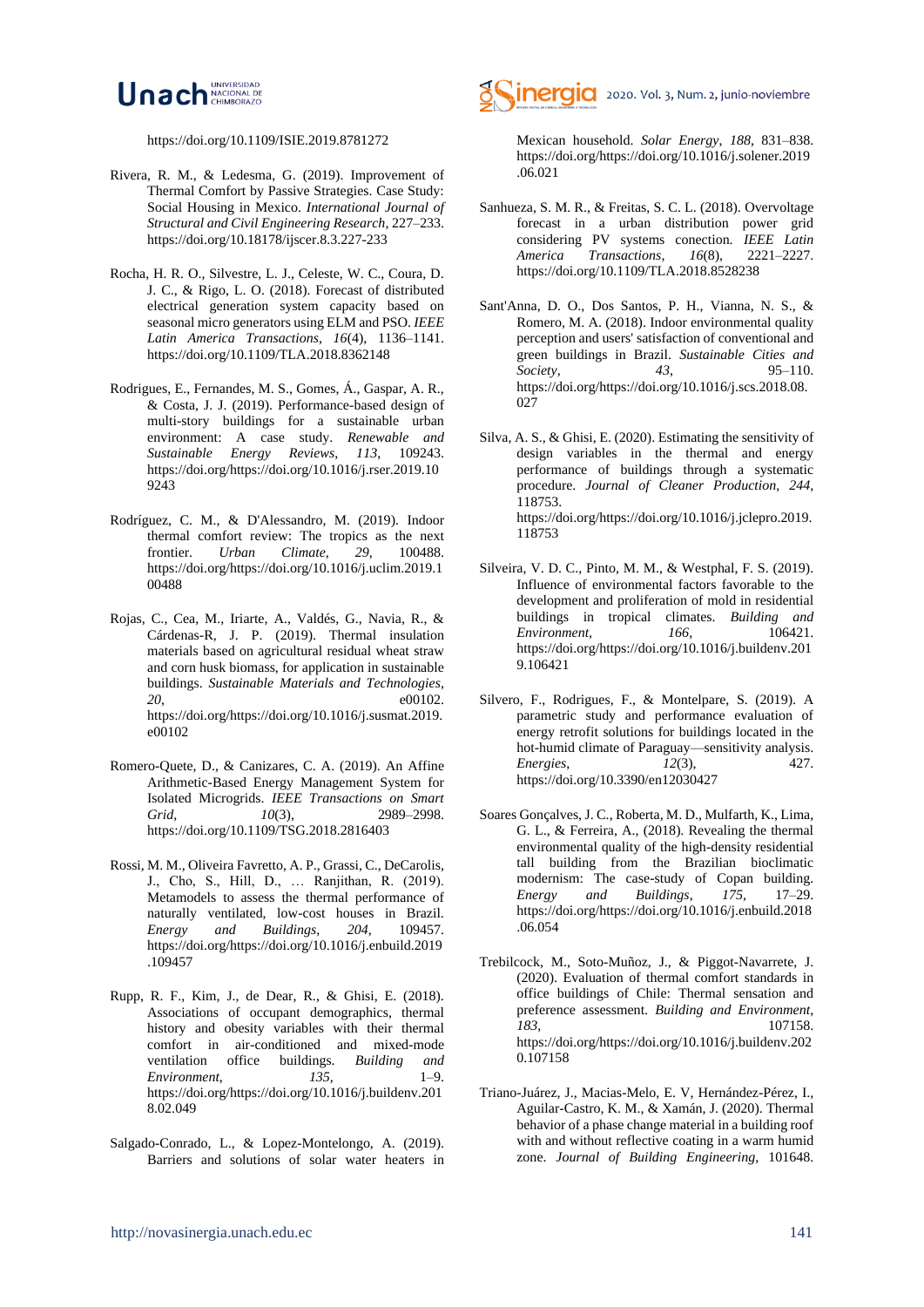https://doi.org/10.1109/ISIE.2019.8781272

Rivera, R. M., & Ledesma, G. (2019). Improvement of Thermal Comfort by Passive Strategies. Case Study: Social Housing in Mexico. *International Journal of Structural and Civil Engineering Research*, 227–233. https://doi.org/10.18178/ijscer.8.3.227-233

Rocha, H. R. O., Silvestre, L. J., Celeste, W. C., Coura, D. J. C., & Rigo, L. O. (2018). Forecast of distributed electrical generation system capacity based on seasonal micro generators using ELM and PSO. *IEEE Latin America Transactions*, *16*(4), 1136–1141. https://doi.org/10.1109/TLA.2018.8362148

Rodrigues, E., Fernandes, M. S., Gomes, Á., Gaspar, A. R., & Costa, J. J. (2019). Performance-based design of multi-story buildings for a sustainable urban environment: A case study. *Renewable and Sustainable Energy Reviews*, *113*, 109243. https://doi.org/https://doi.org/10.1016/j.rser.2019.109243

Rodríguez, C. M., & D'Alessandro, M. (2019). Indoor thermal comfort review: The tropics as the next frontier. *Urban Climate*, *29*, 100488. https://doi.org/https://doi.org/10.1016/j.uclim.2019.100488

Rojas, C., Cea, M., Iriarte, A., Valdés, G., Navia, R., & Cárdenas-R, J. P. (2019). Thermal insulation materials based on agricultural residual wheat straw and corn husk biomass, for application in sustainable buildings. *Sustainable Materials and Technologies*, *20*, e00102. https://doi.org/https://doi.org/10.1016/j.susmat.2019.e00102

Romero-Quete, D., & Canizares, C. A. (2019). An Affine Arithmetic-Based Energy Management System for Isolated Microgrids. *IEEE Transactions on Smart Grid*, *10*(3), 2989–2998. https://doi.org/10.1109/TSG.2018.2816403

Rossi, M. M., Oliveira Favretto, A. P., Grassi, C., DeCarolis, J., Cho, S., Hill, D., … Ranjithan, R. (2019). Metamodels to assess the thermal performance of naturally ventilated, low-cost houses in Brazil. *Energy and Buildings*, *204*, 109457. https://doi.org/https://doi.org/10.1016/j.enbuild.2019.109457

Rupp, R. F., Kim, J., de Dear, R., & Ghisi, E. (2018). Associations of occupant demographics, thermal history and obesity variables with their thermal comfort in air-conditioned and mixed-mode ventilation office buildings. *Building and Environment*, *135*, 1–9. https://doi.org/https://doi.org/10.1016/j.buildenv.2018.02.049

Salgado-Conrado, L., & Lopez-Montelongo, A. (2019). Barriers and solutions of solar water heaters in Mexican household. *Solar Energy*, *188*, 831–838. https://doi.org/https://doi.org/10.1016/j.solener.2019.06.021

Sanhueza, S. M. R., & Freitas, S. C. L. (2018). Overvoltage forecast in a urban distribution power grid considering PV systems conection. *IEEE Latin America Transactions*, *16*(8), 2221–2227. https://doi.org/10.1109/TLA.2018.8528238

Sant'Anna, D. O., Dos Santos, P. H., Vianna, N. S., & Romero, M. A. (2018). Indoor environmental quality perception and users' satisfaction of conventional and green buildings in Brazil. *Sustainable Cities and Society*, *43*, 95–110. https://doi.org/https://doi.org/10.1016/j.scs.2018.08.027

Silva, A. S., & Ghisi, E. (2020). Estimating the sensitivity of design variables in the thermal and energy performance of buildings through a systematic procedure. *Journal of Cleaner Production*, *244*, 118753. https://doi.org/https://doi.org/10.1016/j.jclepro.2019.118753

Silveira, V. D. C., Pinto, M. M., & Westphal, F. S. (2019). Influence of environmental factors favorable to the development and proliferation of mold in residential buildings in tropical climates. *Building and Environment*, *166*, 106421. https://doi.org/https://doi.org/10.1016/j.buildenv.2019.106421

Silvero, F., Rodrigues, F., & Montelpare, S. (2019). A parametric study and performance evaluation of energy retrofit solutions for buildings located in the hot-humid climate of Paraguay—sensitivity analysis. *Energies*, *12*(3), 427. https://doi.org/10.3390/en12030427

Soares Gonçalves, J. C., Roberta, M. D., Mulfarth, K., Lima, G. L., & Ferreira, A., (2018). Revealing the thermal environmental quality of the high-density residential tall building from the Brazilian bioclimatic modernism: The case-study of Copan building. *Energy and Buildings*, *175*, 17–29. https://doi.org/https://doi.org/10.1016/j.enbuild.2018.06.054

Trebilcock, M., Soto-Muñoz, J., & Piggot-Navarrete, J. (2020). Evaluation of thermal comfort standards in office buildings of Chile: Thermal sensation and preference assessment. *Building and Environment*, *183*, 107158. https://doi.org/https://doi.org/10.1016/j.buildenv.2020.107158

Triano-Juárez, J., Macias-Melo, E. V, Hernández-Pérez, I., Aguilar-Castro, K. M., & Xamán, J. (2020). Thermal behavior of a phase change material in a building roof with and without reflective coating in a warm humid zone. *Journal of Building Engineering*, 101648.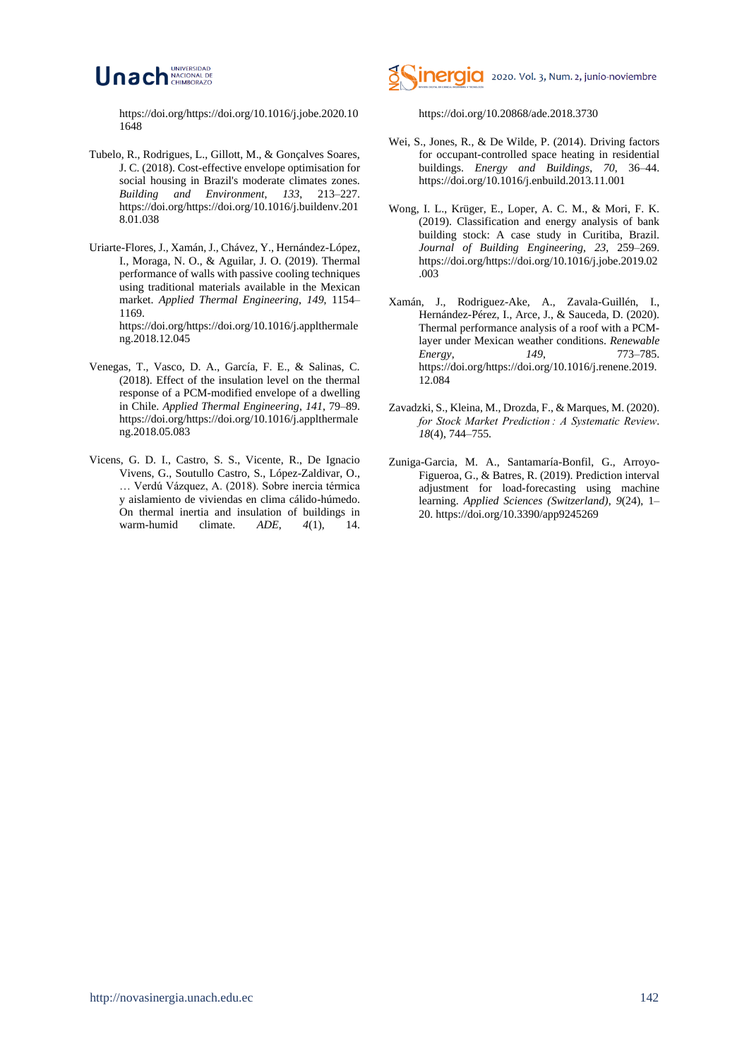https://doi.org/https://doi.org/10.1016/j.jobe.2020.101648

Tubelo, R., Rodrigues, L., Gillott, M., & Gonçalves Soares, J. C. (2018). Cost-effective envelope optimisation for social housing in Brazil's moderate climates zones. *Building and Environment*, *133*, 213–227. https://doi.org/https://doi.org/10.1016/j.buildenv.2018.01.038

Uriarte-Flores, J., Xamán, J., Chávez, Y., Hernández-López, I., Moraga, N. O., & Aguilar, J. O. (2019). Thermal performance of walls with passive cooling techniques using traditional materials available in the Mexican market. *Applied Thermal Engineering*, *149*, 1154–1169. https://doi.org/https://doi.org/10.1016/j.applthermaleng.2018.12.045

Venegas, T., Vasco, D. A., García, F. E., & Salinas, C. (2018). Effect of the insulation level on the thermal response of a PCM-modified envelope of a dwelling in Chile. *Applied Thermal Engineering*, *141*, 79–89. https://doi.org/https://doi.org/10.1016/j.applthermaleng.2018.05.083

Vicens, G. D. I., Castro, S. S., Vicente, R., De Ignacio Vivens, G., Soutullo Castro, S., López-Zaldivar, O., … Verdú Vázquez, A. (2018). Sobre inercia térmica y aislamiento de viviendas en clima cálido-húmedo. On thermal inertia and insulation of buildings in warm-humid climate. *ADE*, *4*(1), 14. https://doi.org/10.20868/ade.2018.3730

Wei, S., Jones, R., & De Wilde, P. (2014). Driving factors for occupant-controlled space heating in residential buildings. *Energy and Buildings*, *70*, 36–44. https://doi.org/10.1016/j.enbuild.2013.11.001

Wong, I. L., Krüger, E., Loper, A. C. M., & Mori, F. K. (2019). Classification and energy analysis of bank building stock: A case study in Curitiba, Brazil. *Journal of Building Engineering*, *23*, 259–269. https://doi.org/https://doi.org/10.1016/j.jobe.2019.02.003

Xamán, J., Rodriguez-Ake, A., Zavala-Guillén, I., Hernández-Pérez, I., Arce, J., & Sauceda, D. (2020). Thermal performance analysis of a roof with a PCM-layer under Mexican weather conditions. *Renewable Energy*, *149*, 773–785. https://doi.org/https://doi.org/10.1016/j.renene.2019.12.084

Zavadzki, S., Kleina, M., Drozda, F., & Marques, M. (2020). *for Stock Market Prediction : A Systematic Review*. *18*(4), 744–755.

Zuniga-Garcia, M. A., Santamaría-Bonfil, G., Arroyo-Figueroa, G., & Batres, R. (2019). Prediction interval adjustment for load-forecasting using machine learning. *Applied Sciences (Switzerland)*, *9*(24), 1–20. https://doi.org/10.3390/app9245269